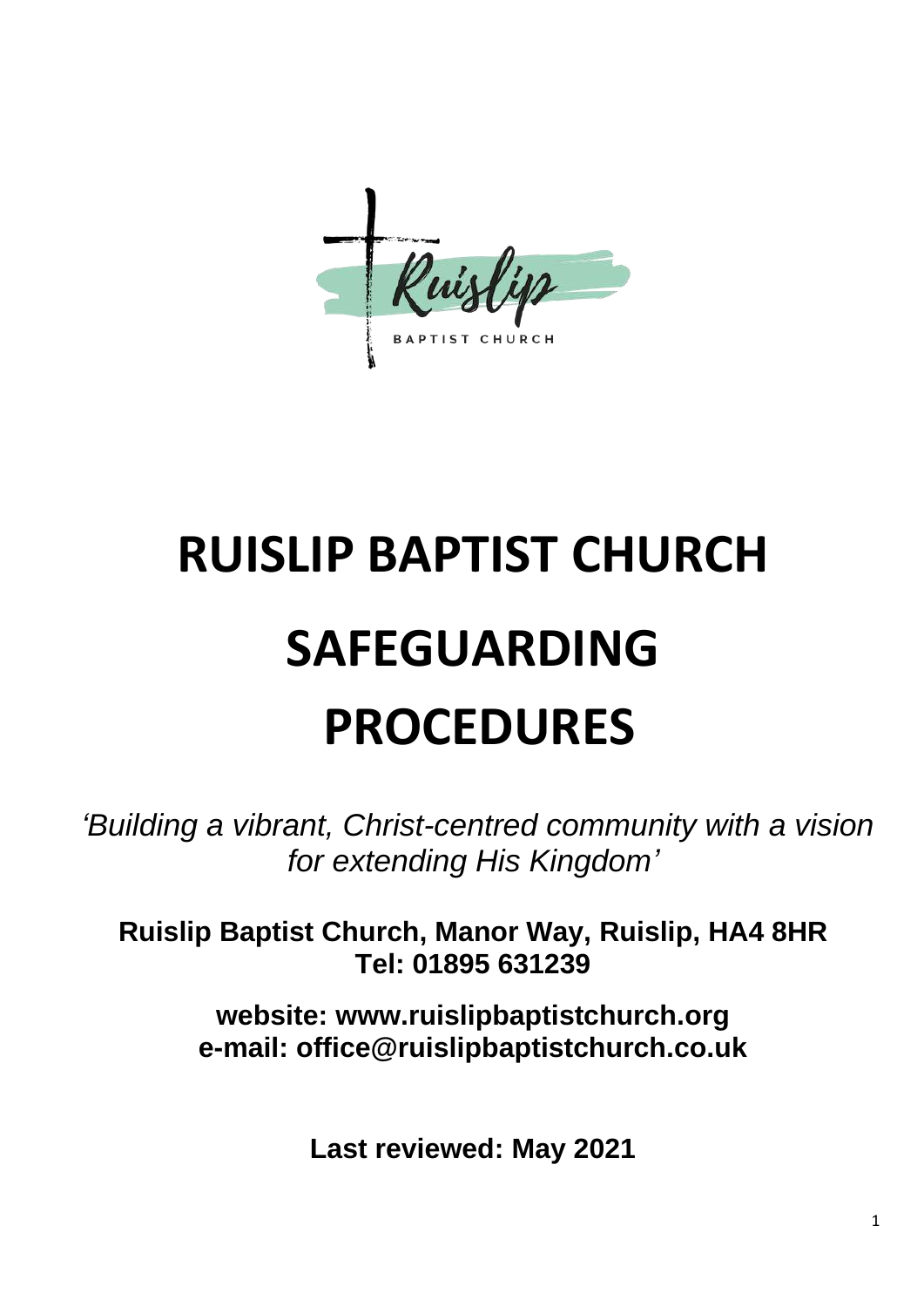# RUISLIP BAPTIST CHURCH

# SAFEGUARDING PROCEDURES

*'Building a vibrant, Christ-centred community with a vision for extending His Kingdom'*

**Ruislip Baptist Church, Manor Way, Ruislip, HA4 8HR**
**Tel: 01895 631239**

**website: www.ruislipbaptistchurch.org**
**e-mail: office@ruislipbaptistchurch.co.uk**

**Last reviewed: May 2021**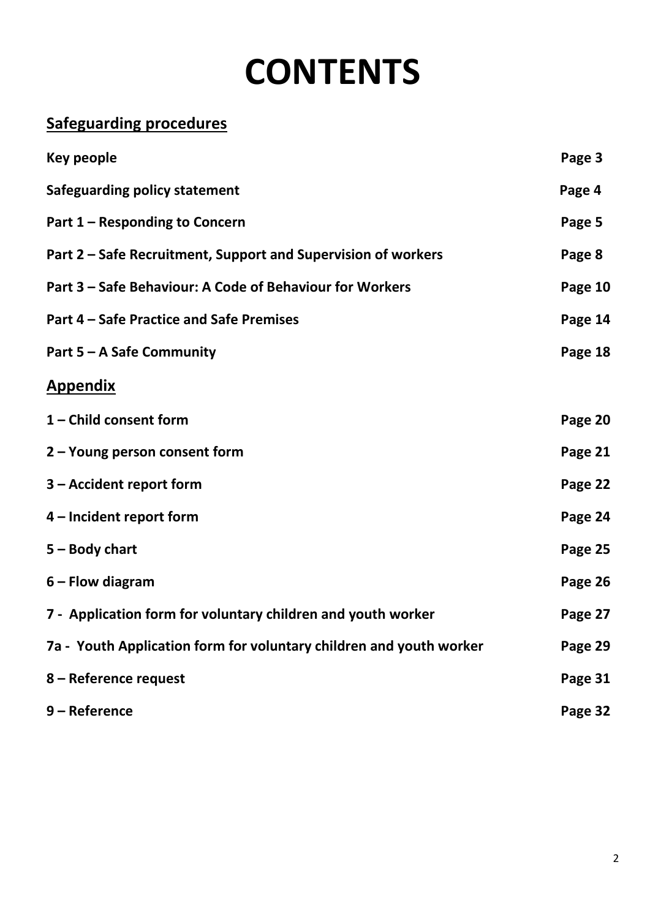# CONTENTS

## Safeguarding procedures

| | |
|---|---|
| **Key people** | **Page 3** |
| **Safeguarding policy statement** | **Page 4** |
| **Part 1 – Responding to Concern** | **Page 5** |
| **Part 2 – Safe Recruitment, Support and Supervision of workers** | **Page 8** |
| **Part 3 – Safe Behaviour: A Code of Behaviour for Workers** | **Page 10** |
| **Part 4 – Safe Practice and Safe Premises** | **Page 14** |
| **Part 5 – A Safe Community** | **Page 18** |

## Appendix

| | |
|---|---|
| **1 – Child consent form** | **Page 20** |
| **2 – Young person consent form** | **Page 21** |
| **3 – Accident report form** | **Page 22** |
| **4 – Incident report form** | **Page 24** |
| **5 – Body chart** | **Page 25** |
| **6 – Flow diagram** | **Page 26** |
| **7 - Application form for voluntary children and youth worker** | **Page 27** |
| **7a - Youth Application form for voluntary children and youth worker** | **Page 29** |
| **8 – Reference request** | **Page 31** |
| **9 – Reference** | **Page 32** |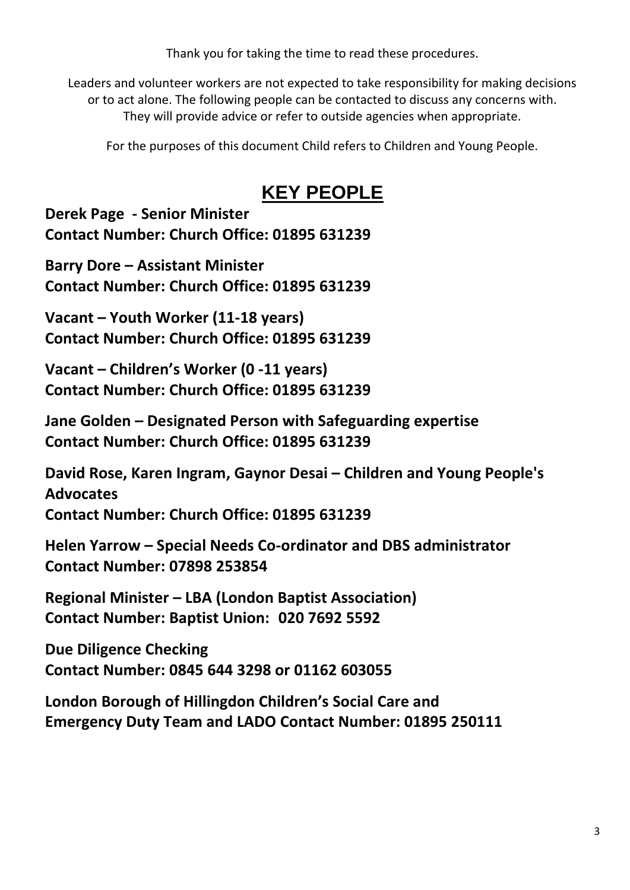Thank you for taking the time to read these procedures.

Leaders and volunteer workers are not expected to take responsibility for making decisions or to act alone. The following people can be contacted to discuss any concerns with. They will provide advice or refer to outside agencies when appropriate.

For the purposes of this document Child refers to Children and Young People.

# KEY PEOPLE

**Derek Page - Senior Minister**
**Contact Number: Church Office: 01895 631239**

**Barry Dore – Assistant Minister**
**Contact Number: Church Office: 01895 631239**

**Vacant – Youth Worker (11-18 years)**
**Contact Number: Church Office: 01895 631239**

**Vacant – Children's Worker (0 -11 years)**
**Contact Number: Church Office: 01895 631239**

**Jane Golden – Designated Person with Safeguarding expertise**
**Contact Number: Church Office: 01895 631239**

**David Rose, Karen Ingram, Gaynor Desai – Children and Young People's Advocates**
**Contact Number: Church Office: 01895 631239**

**Helen Yarrow – Special Needs Co-ordinator and DBS administrator**
**Contact Number: 07898 253854**

**Regional Minister – LBA (London Baptist Association)**
**Contact Number: Baptist Union: 020 7692 5592**

**Due Diligence Checking**
**Contact Number: 0845 644 3298 or 01162 603055**

**London Borough of Hillingdon Children's Social Care and Emergency Duty Team and LADO Contact Number: 01895 250111**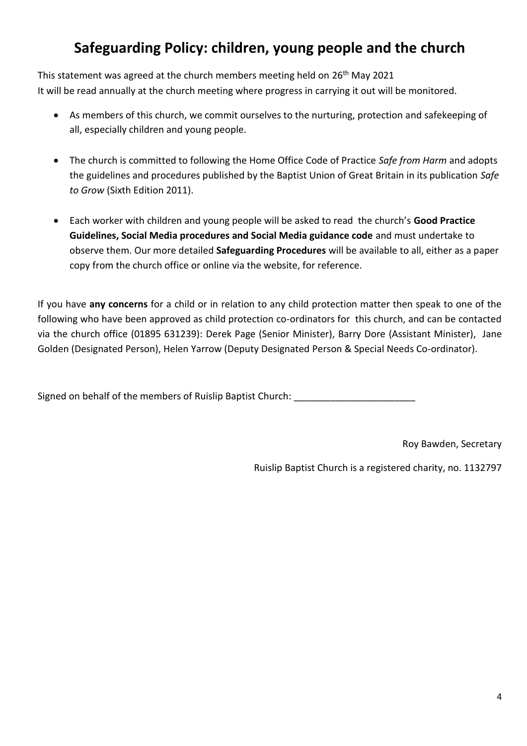# Safeguarding Policy: children, young people and the church

This statement was agreed at the church members meeting held on 26th May 2021
It will be read annually at the church meeting where progress in carrying it out will be monitored.

- As members of this church, we commit ourselves to the nurturing, protection and safekeeping of all, especially children and young people.

- The church is committed to following the Home Office Code of Practice *Safe from Harm* and adopts the guidelines and procedures published by the Baptist Union of Great Britain in its publication *Safe to Grow* (Sixth Edition 2011).

- Each worker with children and young people will be asked to read the church's **Good Practice Guidelines, Social Media procedures and Social Media guidance code** and must undertake to observe them. Our more detailed **Safeguarding Procedures** will be available to all, either as a paper copy from the church office or online via the website, for reference.

If you have **any concerns** for a child or in relation to any child protection matter then speak to one of the following who have been approved as child protection co-ordinators for this church, and can be contacted via the church office (01895 631239): Derek Page (Senior Minister), Barry Dore (Assistant Minister), Jane Golden (Designated Person), Helen Yarrow (Deputy Designated Person & Special Needs Co-ordinator).

Signed on behalf of the members of Ruislip Baptist Church: _______________________

Roy Bawden, Secretary

Ruislip Baptist Church is a registered charity, no. 1132797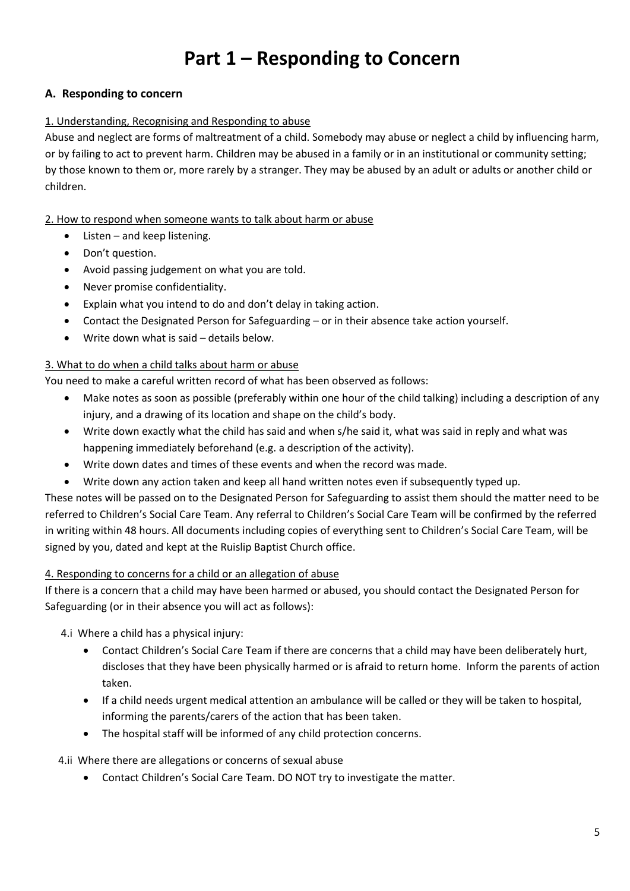# Part 1 – Responding to Concern

### A. Responding to concern

1. Understanding, Recognising and Responding to abuse

Abuse and neglect are forms of maltreatment of a child. Somebody may abuse or neglect a child by influencing harm, or by failing to act to prevent harm. Children may be abused in a family or in an institutional or community setting; by those known to them or, more rarely by a stranger. They may be abused by an adult or adults or another child or children.

2. How to respond when someone wants to talk about harm or abuse

- Listen – and keep listening.
- Don't question.
- Avoid passing judgement on what you are told.
- Never promise confidentiality.
- Explain what you intend to do and don't delay in taking action.
- Contact the Designated Person for Safeguarding – or in their absence take action yourself.
- Write down what is said – details below.

3. What to do when a child talks about harm or abuse

You need to make a careful written record of what has been observed as follows:

- Make notes as soon as possible (preferably within one hour of the child talking) including a description of any injury, and a drawing of its location and shape on the child's body.
- Write down exactly what the child has said and when s/he said it, what was said in reply and what was happening immediately beforehand (e.g. a description of the activity).
- Write down dates and times of these events and when the record was made.
- Write down any action taken and keep all hand written notes even if subsequently typed up.

These notes will be passed on to the Designated Person for Safeguarding to assist them should the matter need to be referred to Children's Social Care Team. Any referral to Children's Social Care Team will be confirmed by the referred in writing within 48 hours. All documents including copies of everything sent to Children's Social Care Team, will be signed by you, dated and kept at the Ruislip Baptist Church office.

4. Responding to concerns for a child or an allegation of abuse

If there is a concern that a child may have been harmed or abused, you should contact the Designated Person for Safeguarding (or in their absence you will act as follows):

4.i Where a child has a physical injury:

- Contact Children's Social Care Team if there are concerns that a child may have been deliberately hurt, discloses that they have been physically harmed or is afraid to return home. Inform the parents of action taken.
- If a child needs urgent medical attention an ambulance will be called or they will be taken to hospital, informing the parents/carers of the action that has been taken.
- The hospital staff will be informed of any child protection concerns.

4.ii Where there are allegations or concerns of sexual abuse

- Contact Children's Social Care Team. DO NOT try to investigate the matter.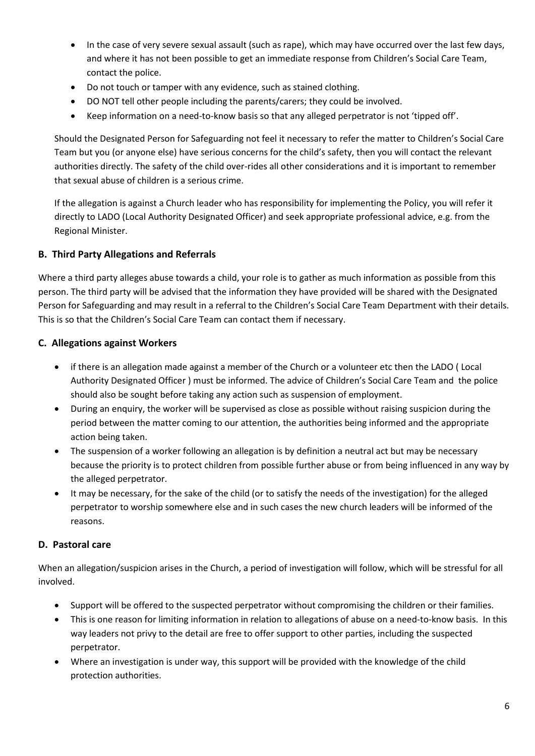- In the case of very severe sexual assault (such as rape), which may have occurred over the last few days, and where it has not been possible to get an immediate response from Children's Social Care Team, contact the police.
- Do not touch or tamper with any evidence, such as stained clothing.
- DO NOT tell other people including the parents/carers; they could be involved.
- Keep information on a need-to-know basis so that any alleged perpetrator is not 'tipped off'.

Should the Designated Person for Safeguarding not feel it necessary to refer the matter to Children's Social Care Team but you (or anyone else) have serious concerns for the child's safety, then you will contact the relevant authorities directly. The safety of the child over-rides all other considerations and it is important to remember that sexual abuse of children is a serious crime.

If the allegation is against a Church leader who has responsibility for implementing the Policy, you will refer it directly to LADO (Local Authority Designated Officer) and seek appropriate professional advice, e.g. from the Regional Minister.

### B. Third Party Allegations and Referrals

Where a third party alleges abuse towards a child, your role is to gather as much information as possible from this person. The third party will be advised that the information they have provided will be shared with the Designated Person for Safeguarding and may result in a referral to the Children's Social Care Team Department with their details. This is so that the Children's Social Care Team can contact them if necessary.

### C. Allegations against Workers

- if there is an allegation made against a member of the Church or a volunteer etc then the LADO ( Local Authority Designated Officer ) must be informed. The advice of Children's Social Care Team and the police should also be sought before taking any action such as suspension of employment.
- During an enquiry, the worker will be supervised as close as possible without raising suspicion during the period between the matter coming to our attention, the authorities being informed and the appropriate action being taken.
- The suspension of a worker following an allegation is by definition a neutral act but may be necessary because the priority is to protect children from possible further abuse or from being influenced in any way by the alleged perpetrator.
- It may be necessary, for the sake of the child (or to satisfy the needs of the investigation) for the alleged perpetrator to worship somewhere else and in such cases the new church leaders will be informed of the reasons.

### D. Pastoral care

When an allegation/suspicion arises in the Church, a period of investigation will follow, which will be stressful for all involved.

- Support will be offered to the suspected perpetrator without compromising the children or their families.
- This is one reason for limiting information in relation to allegations of abuse on a need-to-know basis. In this way leaders not privy to the detail are free to offer support to other parties, including the suspected perpetrator.
- Where an investigation is under way, this support will be provided with the knowledge of the child protection authorities.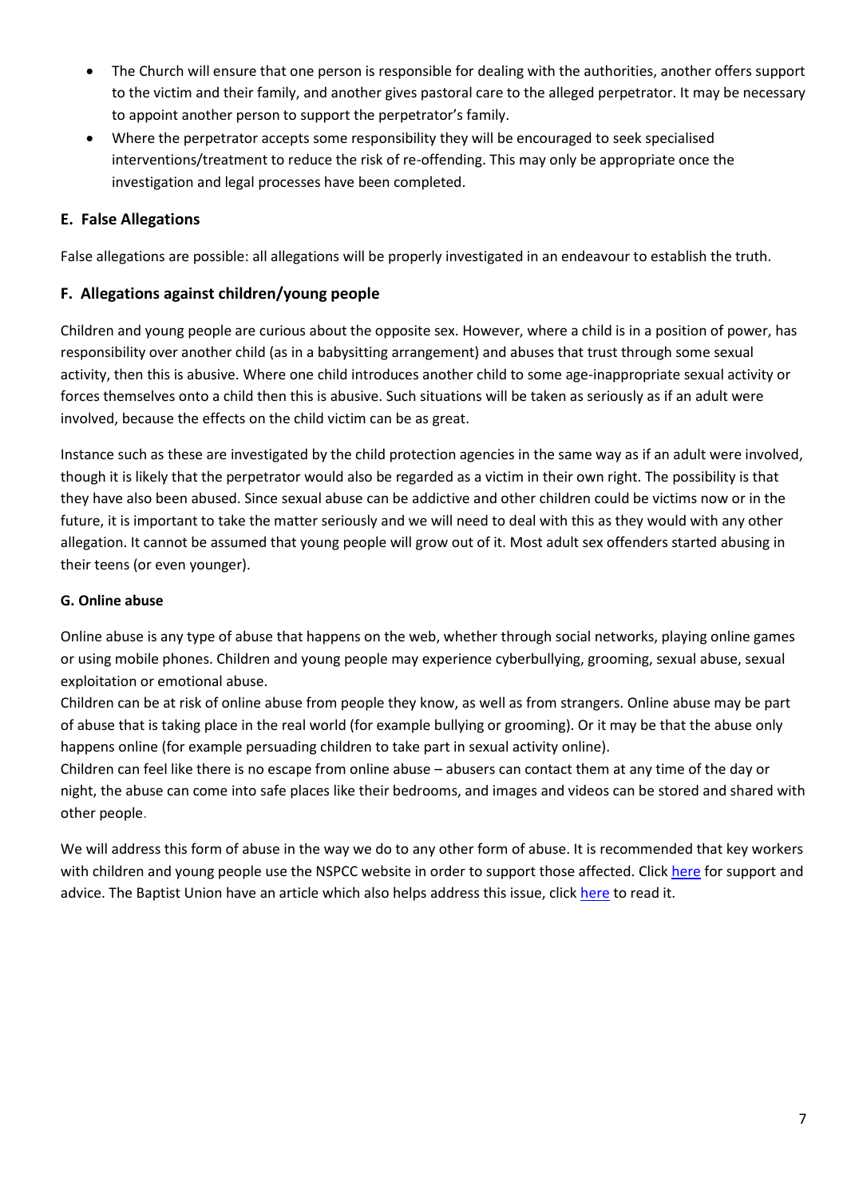- The Church will ensure that one person is responsible for dealing with the authorities, another offers support to the victim and their family, and another gives pastoral care to the alleged perpetrator. It may be necessary to appoint another person to support the perpetrator's family.
- Where the perpetrator accepts some responsibility they will be encouraged to seek specialised interventions/treatment to reduce the risk of re-offending. This may only be appropriate once the investigation and legal processes have been completed.

### E. False Allegations

False allegations are possible: all allegations will be properly investigated in an endeavour to establish the truth.

### F. Allegations against children/young people

Children and young people are curious about the opposite sex. However, where a child is in a position of power, has responsibility over another child (as in a babysitting arrangement) and abuses that trust through some sexual activity, then this is abusive. Where one child introduces another child to some age-inappropriate sexual activity or forces themselves onto a child then this is abusive. Such situations will be taken as seriously as if an adult were involved, because the effects on the child victim can be as great.

Instance such as these are investigated by the child protection agencies in the same way as if an adult were involved, though it is likely that the perpetrator would also be regarded as a victim in their own right. The possibility is that they have also been abused. Since sexual abuse can be addictive and other children could be victims now or in the future, it is important to take the matter seriously and we will need to deal with this as they would with any other allegation. It cannot be assumed that young people will grow out of it. Most adult sex offenders started abusing in their teens (or even younger).

#### G. Online abuse

Online abuse is any type of abuse that happens on the web, whether through social networks, playing online games or using mobile phones. Children and young people may experience cyberbullying, grooming, sexual abuse, sexual exploitation or emotional abuse.

Children can be at risk of online abuse from people they know, as well as from strangers. Online abuse may be part of abuse that is taking place in the real world (for example bullying or grooming). Or it may be that the abuse only happens online (for example persuading children to take part in sexual activity online).

Children can feel like there is no escape from online abuse – abusers can contact them at any time of the day or night, the abuse can come into safe places like their bedrooms, and images and videos can be stored and shared with other people.

We will address this form of abuse in the way we do to any other form of abuse. It is recommended that key workers with children and young people use the NSPCC website in order to support those affected. Click here for support and advice. The Baptist Union have an article which also helps address this issue, click here to read it.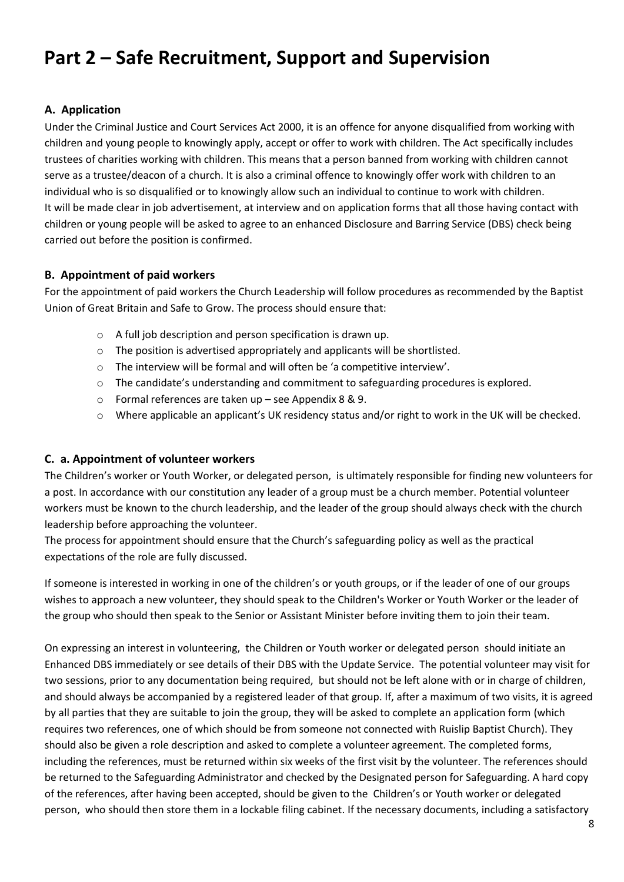# Part 2 – Safe Recruitment, Support and Supervision

### A. Application

Under the Criminal Justice and Court Services Act 2000, it is an offence for anyone disqualified from working with children and young people to knowingly apply, accept or offer to work with children. The Act specifically includes trustees of charities working with children. This means that a person banned from working with children cannot serve as a trustee/deacon of a church. It is also a criminal offence to knowingly offer work with children to an individual who is so disqualified or to knowingly allow such an individual to continue to work with children.
It will be made clear in job advertisement, at interview and on application forms that all those having contact with children or young people will be asked to agree to an enhanced Disclosure and Barring Service (DBS) check being carried out before the position is confirmed.

### B. Appointment of paid workers

For the appointment of paid workers the Church Leadership will follow procedures as recommended by the Baptist Union of Great Britain and Safe to Grow. The process should ensure that:

- A full job description and person specification is drawn up.
- The position is advertised appropriately and applicants will be shortlisted.
- The interview will be formal and will often be 'a competitive interview'.
- The candidate's understanding and commitment to safeguarding procedures is explored.
- Formal references are taken up – see Appendix 8 & 9.
- Where applicable an applicant's UK residency status and/or right to work in the UK will be checked.

### C. a. Appointment of volunteer workers

The Children's worker or Youth Worker, or delegated person, is ultimately responsible for finding new volunteers for a post. In accordance with our constitution any leader of a group must be a church member. Potential volunteer workers must be known to the church leadership, and the leader of the group should always check with the church leadership before approaching the volunteer.
The process for appointment should ensure that the Church's safeguarding policy as well as the practical expectations of the role are fully discussed.

If someone is interested in working in one of the children's or youth groups, or if the leader of one of our groups wishes to approach a new volunteer, they should speak to the Children's Worker or Youth Worker or the leader of the group who should then speak to the Senior or Assistant Minister before inviting them to join their team.

On expressing an interest in volunteering, the Children or Youth worker or delegated person should initiate an Enhanced DBS immediately or see details of their DBS with the Update Service. The potential volunteer may visit for two sessions, prior to any documentation being required, but should not be left alone with or in charge of children, and should always be accompanied by a registered leader of that group. If, after a maximum of two visits, it is agreed by all parties that they are suitable to join the group, they will be asked to complete an application form (which requires two references, one of which should be from someone not connected with Ruislip Baptist Church). They should also be given a role description and asked to complete a volunteer agreement. The completed forms, including the references, must be returned within six weeks of the first visit by the volunteer. The references should be returned to the Safeguarding Administrator and checked by the Designated person for Safeguarding. A hard copy of the references, after having been accepted, should be given to the Children's or Youth worker or delegated person, who should then store them in a lockable filing cabinet. If the necessary documents, including a satisfactory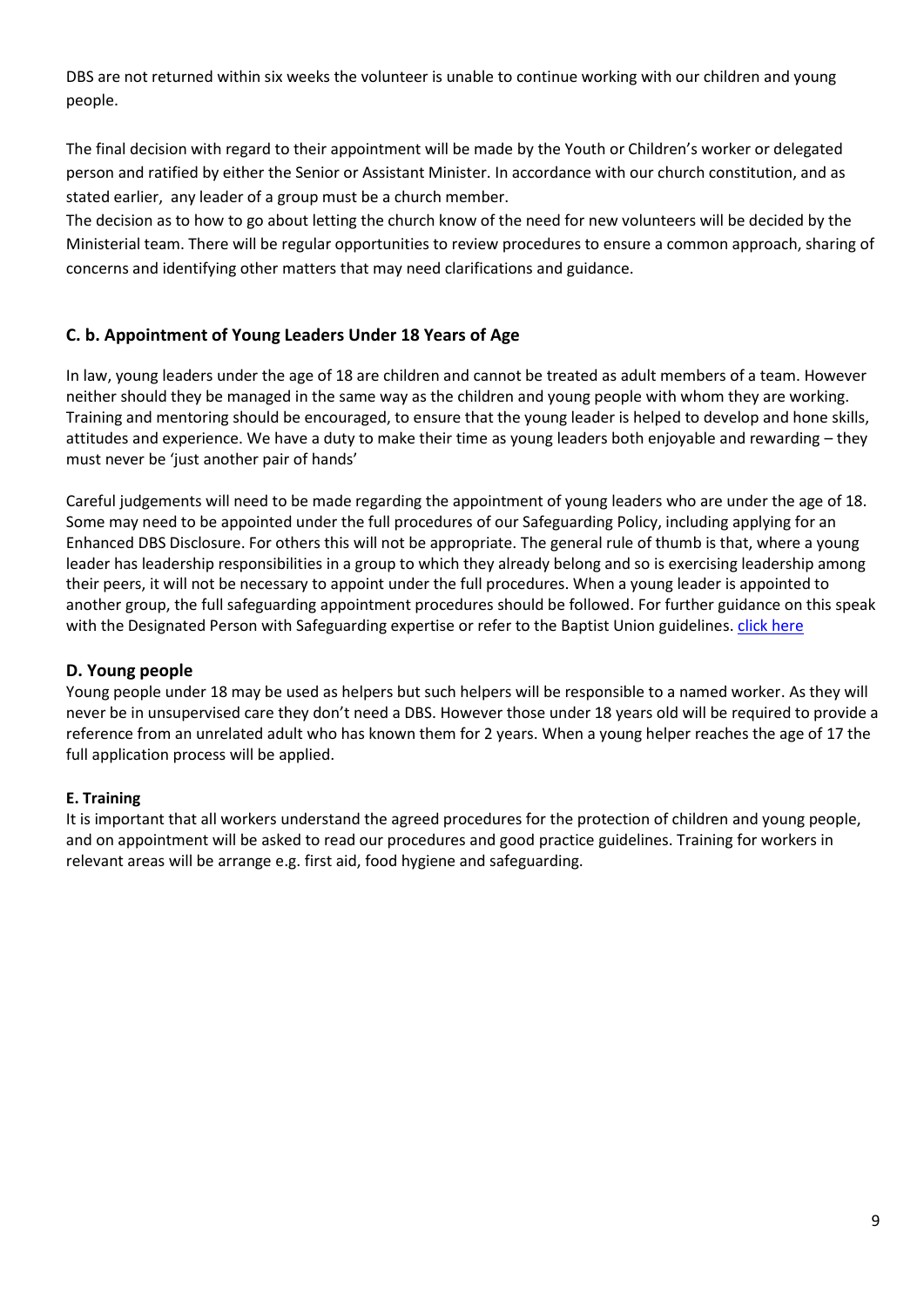DBS are not returned within six weeks the volunteer is unable to continue working with our children and young people.

The final decision with regard to their appointment will be made by the Youth or Children's worker or delegated person and ratified by either the Senior or Assistant Minister. In accordance with our church constitution, and as stated earlier, any leader of a group must be a church member.

The decision as to how to go about letting the church know of the need for new volunteers will be decided by the Ministerial team. There will be regular opportunities to review procedures to ensure a common approach, sharing of concerns and identifying other matters that may need clarifications and guidance.

### C. b. Appointment of Young Leaders Under 18 Years of Age

In law, young leaders under the age of 18 are children and cannot be treated as adult members of a team. However neither should they be managed in the same way as the children and young people with whom they are working. Training and mentoring should be encouraged, to ensure that the young leader is helped to develop and hone skills, attitudes and experience. We have a duty to make their time as young leaders both enjoyable and rewarding – they must never be 'just another pair of hands'

Careful judgements will need to be made regarding the appointment of young leaders who are under the age of 18. Some may need to be appointed under the full procedures of our Safeguarding Policy, including applying for an Enhanced DBS Disclosure. For others this will not be appropriate. The general rule of thumb is that, where a young leader has leadership responsibilities in a group to which they already belong and so is exercising leadership among their peers, it will not be necessary to appoint under the full procedures. When a young leader is appointed to another group, the full safeguarding appointment procedures should be followed. For further guidance on this speak with the Designated Person with Safeguarding expertise or refer to the Baptist Union guidelines. click here

## D. Young people

Young people under 18 may be used as helpers but such helpers will be responsible to a named worker. As they will never be in unsupervised care they don't need a DBS. However those under 18 years old will be required to provide a reference from an unrelated adult who has known them for 2 years. When a young helper reaches the age of 17 the full application process will be applied.

**E. Training**

It is important that all workers understand the agreed procedures for the protection of children and young people, and on appointment will be asked to read our procedures and good practice guidelines. Training for workers in relevant areas will be arrange e.g. first aid, food hygiene and safeguarding.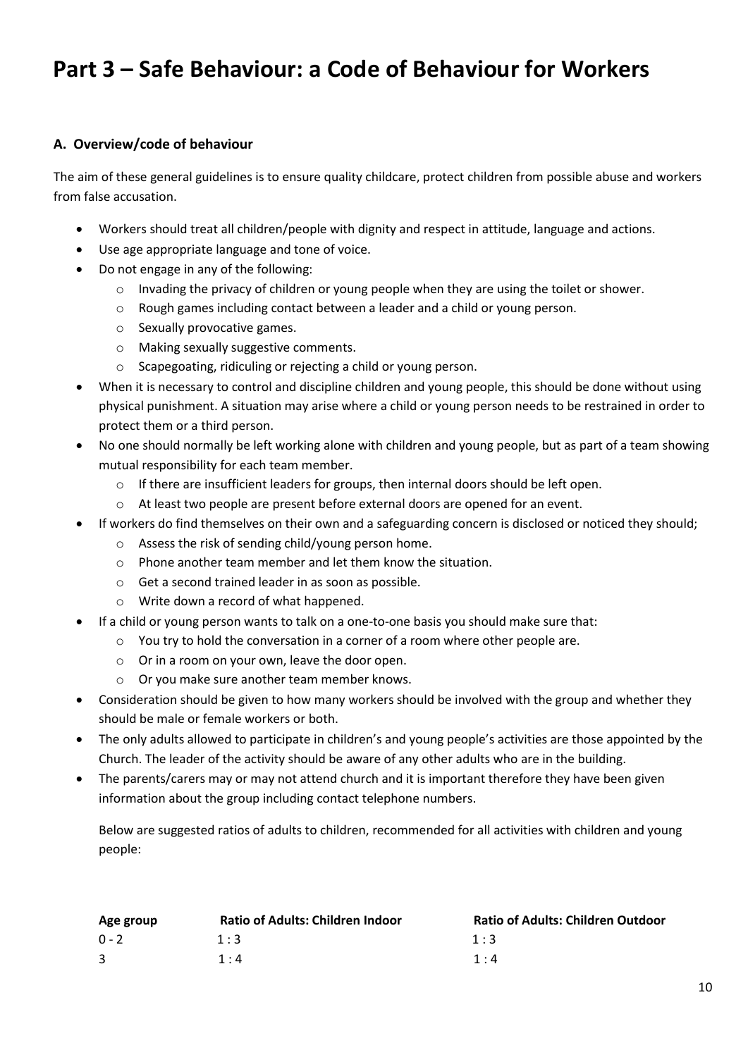# Part 3 – Safe Behaviour: a Code of Behaviour for Workers

### A. Overview/code of behaviour

The aim of these general guidelines is to ensure quality childcare, protect children from possible abuse and workers from false accusation.

- Workers should treat all children/people with dignity and respect in attitude, language and actions.
- Use age appropriate language and tone of voice.
- Do not engage in any of the following:
  - Invading the privacy of children or young people when they are using the toilet or shower.
  - Rough games including contact between a leader and a child or young person.
  - Sexually provocative games.
  - Making sexually suggestive comments.
  - Scapegoating, ridiculing or rejecting a child or young person.
- When it is necessary to control and discipline children and young people, this should be done without using physical punishment. A situation may arise where a child or young person needs to be restrained in order to protect them or a third person.
- No one should normally be left working alone with children and young people, but as part of a team showing mutual responsibility for each team member.
  - If there are insufficient leaders for groups, then internal doors should be left open.
  - At least two people are present before external doors are opened for an event.
- If workers do find themselves on their own and a safeguarding concern is disclosed or noticed they should;
  - Assess the risk of sending child/young person home.
  - Phone another team member and let them know the situation.
  - Get a second trained leader in as soon as possible.
  - Write down a record of what happened.
- If a child or young person wants to talk on a one-to-one basis you should make sure that:
  - You try to hold the conversation in a corner of a room where other people are.
  - Or in a room on your own, leave the door open.
  - Or you make sure another team member knows.
- Consideration should be given to how many workers should be involved with the group and whether they should be male or female workers or both.
- The only adults allowed to participate in children's and young people's activities are those appointed by the Church. The leader of the activity should be aware of any other adults who are in the building.
- The parents/carers may or may not attend church and it is important therefore they have been given information about the group including contact telephone numbers.

Below are suggested ratios of adults to children, recommended for all activities with children and young people:

| Age group | Ratio of Adults: Children Indoor | Ratio of Adults: Children Outdoor |
|---|---|---|
| 0 - 2 | 1 : 3 | 1 : 3 |
| 3 | 1 : 4 | 1 : 4 |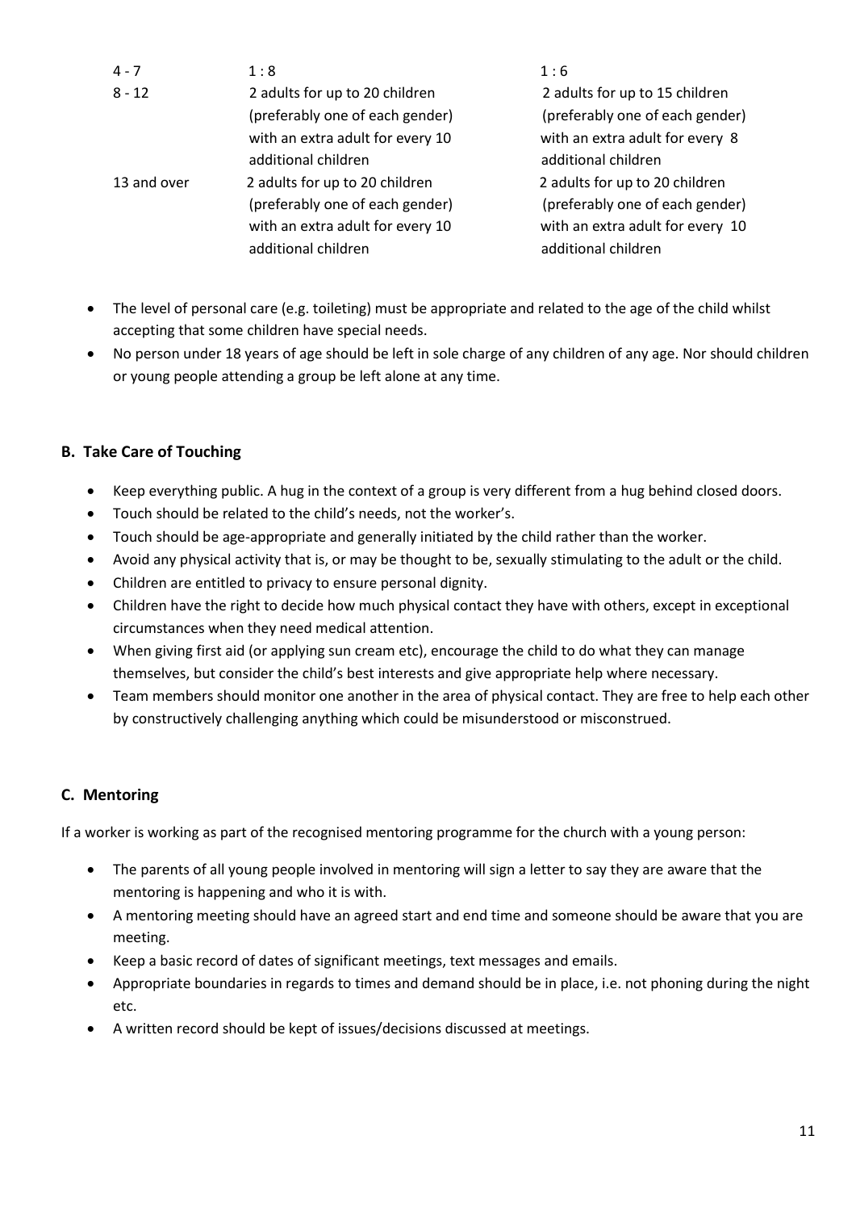| | | |
|---|---|---|
| 4 - 7 | 1 : 8 | 1 : 6 |
| 8 - 12 | 2 adults for up to 20 children (preferably one of each gender) with an extra adult for every 10 additional children | 2 adults for up to 15 children (preferably one of each gender) with an extra adult for every 8 additional children |
| 13 and over | 2 adults for up to 20 children (preferably one of each gender) with an extra adult for every 10 additional children | 2 adults for up to 20 children (preferably one of each gender) with an extra adult for every 10 additional children |

- The level of personal care (e.g. toileting) must be appropriate and related to the age of the child whilst accepting that some children have special needs.
- No person under 18 years of age should be left in sole charge of any children of any age. Nor should children or young people attending a group be left alone at any time.

### B. Take Care of Touching

- Keep everything public. A hug in the context of a group is very different from a hug behind closed doors.
- Touch should be related to the child's needs, not the worker's.
- Touch should be age-appropriate and generally initiated by the child rather than the worker.
- Avoid any physical activity that is, or may be thought to be, sexually stimulating to the adult or the child.
- Children are entitled to privacy to ensure personal dignity.
- Children have the right to decide how much physical contact they have with others, except in exceptional circumstances when they need medical attention.
- When giving first aid (or applying sun cream etc), encourage the child to do what they can manage themselves, but consider the child's best interests and give appropriate help where necessary.
- Team members should monitor one another in the area of physical contact. They are free to help each other by constructively challenging anything which could be misunderstood or misconstrued.

### C. Mentoring

If a worker is working as part of the recognised mentoring programme for the church with a young person:

- The parents of all young people involved in mentoring will sign a letter to say they are aware that the mentoring is happening and who it is with.
- A mentoring meeting should have an agreed start and end time and someone should be aware that you are meeting.
- Keep a basic record of dates of significant meetings, text messages and emails.
- Appropriate boundaries in regards to times and demand should be in place, i.e. not phoning during the night etc.
- A written record should be kept of issues/decisions discussed at meetings.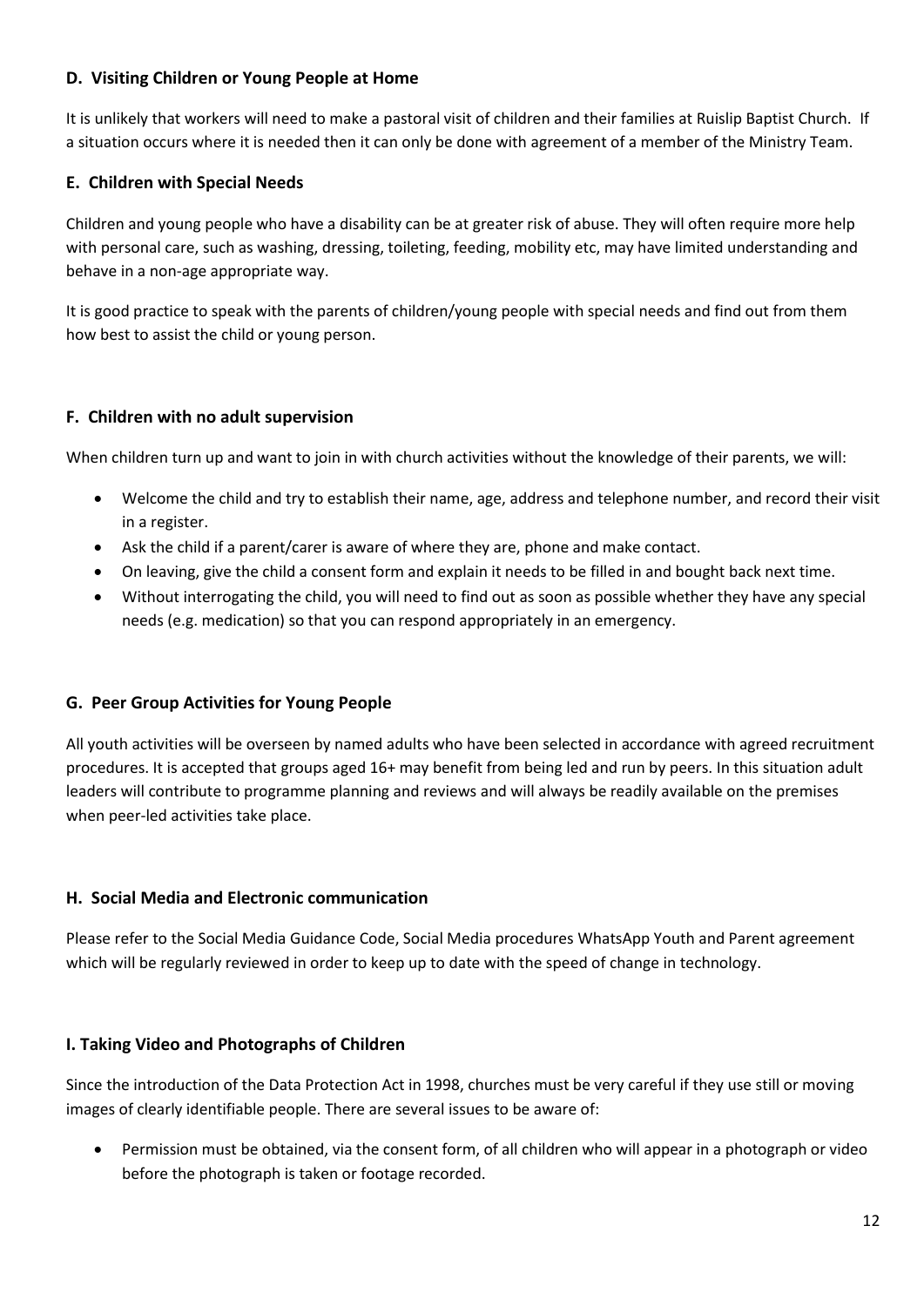### D. Visiting Children or Young People at Home

It is unlikely that workers will need to make a pastoral visit of children and their families at Ruislip Baptist Church. If a situation occurs where it is needed then it can only be done with agreement of a member of the Ministry Team.

### E. Children with Special Needs

Children and young people who have a disability can be at greater risk of abuse. They will often require more help with personal care, such as washing, dressing, toileting, feeding, mobility etc, may have limited understanding and behave in a non-age appropriate way.

It is good practice to speak with the parents of children/young people with special needs and find out from them how best to assist the child or young person.

### F. Children with no adult supervision

When children turn up and want to join in with church activities without the knowledge of their parents, we will:

- Welcome the child and try to establish their name, age, address and telephone number, and record their visit in a register.
- Ask the child if a parent/carer is aware of where they are, phone and make contact.
- On leaving, give the child a consent form and explain it needs to be filled in and bought back next time.
- Without interrogating the child, you will need to find out as soon as possible whether they have any special needs (e.g. medication) so that you can respond appropriately in an emergency.

### G. Peer Group Activities for Young People

All youth activities will be overseen by named adults who have been selected in accordance with agreed recruitment procedures. It is accepted that groups aged 16+ may benefit from being led and run by peers. In this situation adult leaders will contribute to programme planning and reviews and will always be readily available on the premises when peer-led activities take place.

### H. Social Media and Electronic communication

Please refer to the Social Media Guidance Code, Social Media procedures WhatsApp Youth and Parent agreement which will be regularly reviewed in order to keep up to date with the speed of change in technology.

### I. Taking Video and Photographs of Children

Since the introduction of the Data Protection Act in 1998, churches must be very careful if they use still or moving images of clearly identifiable people. There are several issues to be aware of:

- Permission must be obtained, via the consent form, of all children who will appear in a photograph or video before the photograph is taken or footage recorded.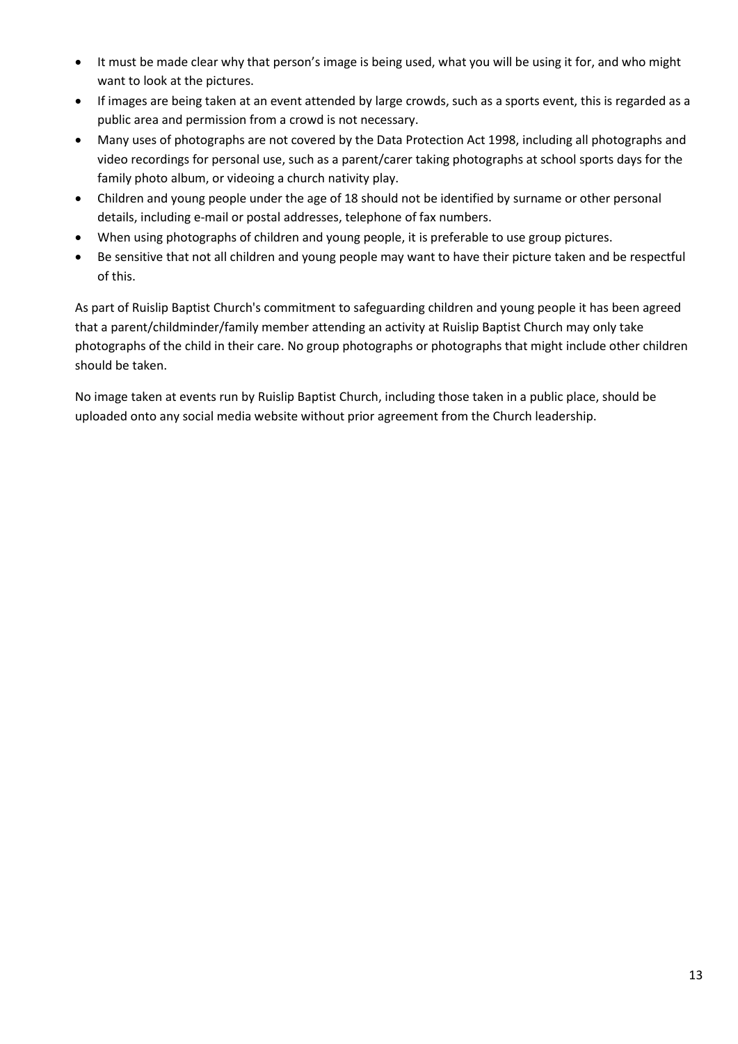- It must be made clear why that person's image is being used, what you will be using it for, and who might want to look at the pictures.
- If images are being taken at an event attended by large crowds, such as a sports event, this is regarded as a public area and permission from a crowd is not necessary.
- Many uses of photographs are not covered by the Data Protection Act 1998, including all photographs and video recordings for personal use, such as a parent/carer taking photographs at school sports days for the family photo album, or videoing a church nativity play.
- Children and young people under the age of 18 should not be identified by surname or other personal details, including e-mail or postal addresses, telephone of fax numbers.
- When using photographs of children and young people, it is preferable to use group pictures.
- Be sensitive that not all children and young people may want to have their picture taken and be respectful of this.

As part of Ruislip Baptist Church's commitment to safeguarding children and young people it has been agreed that a parent/childminder/family member attending an activity at Ruislip Baptist Church may only take photographs of the child in their care. No group photographs or photographs that might include other children should be taken.

No image taken at events run by Ruislip Baptist Church, including those taken in a public place, should be uploaded onto any social media website without prior agreement from the Church leadership.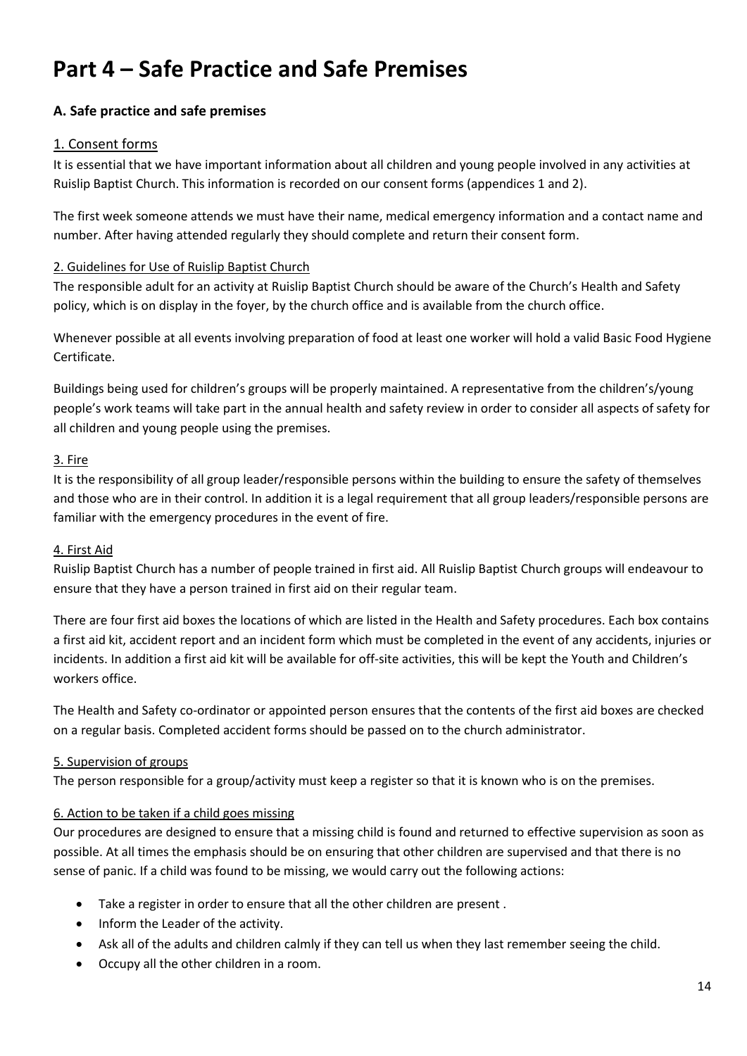# Part 4 – Safe Practice and Safe Premises

### A. Safe practice and safe premises

#### 1. Consent forms

It is essential that we have important information about all children and young people involved in any activities at Ruislip Baptist Church. This information is recorded on our consent forms (appendices 1 and 2).

The first week someone attends we must have their name, medical emergency information and a contact name and number. After having attended regularly they should complete and return their consent form.

#### 2. Guidelines for Use of Ruislip Baptist Church

The responsible adult for an activity at Ruislip Baptist Church should be aware of the Church's Health and Safety policy, which is on display in the foyer, by the church office and is available from the church office.

Whenever possible at all events involving preparation of food at least one worker will hold a valid Basic Food Hygiene Certificate.

Buildings being used for children's groups will be properly maintained. A representative from the children's/young people's work teams will take part in the annual health and safety review in order to consider all aspects of safety for all children and young people using the premises.

#### 3. Fire

It is the responsibility of all group leader/responsible persons within the building to ensure the safety of themselves and those who are in their control. In addition it is a legal requirement that all group leaders/responsible persons are familiar with the emergency procedures in the event of fire.

#### 4. First Aid

Ruislip Baptist Church has a number of people trained in first aid. All Ruislip Baptist Church groups will endeavour to ensure that they have a person trained in first aid on their regular team.

There are four first aid boxes the locations of which are listed in the Health and Safety procedures. Each box contains a first aid kit, accident report and an incident form which must be completed in the event of any accidents, injuries or incidents. In addition a first aid kit will be available for off-site activities, this will be kept the Youth and Children's workers office.

The Health and Safety co-ordinator or appointed person ensures that the contents of the first aid boxes are checked on a regular basis. Completed accident forms should be passed on to the church administrator.

#### 5. Supervision of groups

The person responsible for a group/activity must keep a register so that it is known who is on the premises.

#### 6. Action to be taken if a child goes missing

Our procedures are designed to ensure that a missing child is found and returned to effective supervision as soon as possible. At all times the emphasis should be on ensuring that other children are supervised and that there is no sense of panic. If a child was found to be missing, we would carry out the following actions:

- Take a register in order to ensure that all the other children are present .
- Inform the Leader of the activity.
- Ask all of the adults and children calmly if they can tell us when they last remember seeing the child.
- Occupy all the other children in a room.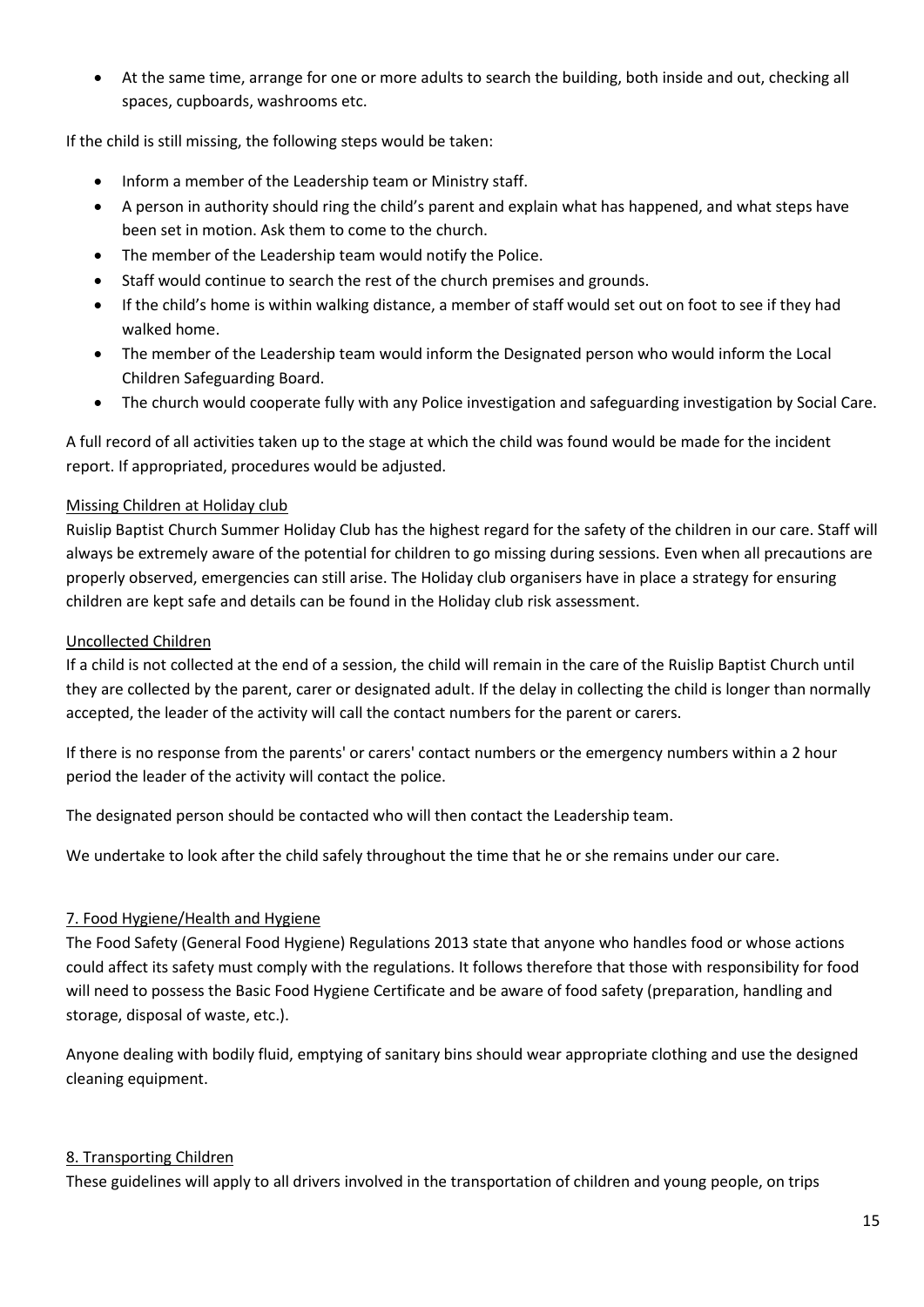- At the same time, arrange for one or more adults to search the building, both inside and out, checking all spaces, cupboards, washrooms etc.

If the child is still missing, the following steps would be taken:

- Inform a member of the Leadership team or Ministry staff.
- A person in authority should ring the child's parent and explain what has happened, and what steps have been set in motion. Ask them to come to the church.
- The member of the Leadership team would notify the Police.
- Staff would continue to search the rest of the church premises and grounds.
- If the child's home is within walking distance, a member of staff would set out on foot to see if they had walked home.
- The member of the Leadership team would inform the Designated person who would inform the Local Children Safeguarding Board.
- The church would cooperate fully with any Police investigation and safeguarding investigation by Social Care.

A full record of all activities taken up to the stage at which the child was found would be made for the incident report. If appropriated, procedures would be adjusted.

### Missing Children at Holiday club

Ruislip Baptist Church Summer Holiday Club has the highest regard for the safety of the children in our care. Staff will always be extremely aware of the potential for children to go missing during sessions. Even when all precautions are properly observed, emergencies can still arise. The Holiday club organisers have in place a strategy for ensuring children are kept safe and details can be found in the Holiday club risk assessment.

### Uncollected Children

If a child is not collected at the end of a session, the child will remain in the care of the Ruislip Baptist Church until they are collected by the parent, carer or designated adult. If the delay in collecting the child is longer than normally accepted, the leader of the activity will call the contact numbers for the parent or carers.

If there is no response from the parents' or carers' contact numbers or the emergency numbers within a 2 hour period the leader of the activity will contact the police.

The designated person should be contacted who will then contact the Leadership team.

We undertake to look after the child safely throughout the time that he or she remains under our care.

## 7. Food Hygiene/Health and Hygiene

The Food Safety (General Food Hygiene) Regulations 2013 state that anyone who handles food or whose actions could affect its safety must comply with the regulations. It follows therefore that those with responsibility for food will need to possess the Basic Food Hygiene Certificate and be aware of food safety (preparation, handling and storage, disposal of waste, etc.).

Anyone dealing with bodily fluid, emptying of sanitary bins should wear appropriate clothing and use the designed cleaning equipment.

## 8. Transporting Children

These guidelines will apply to all drivers involved in the transportation of children and young people, on trips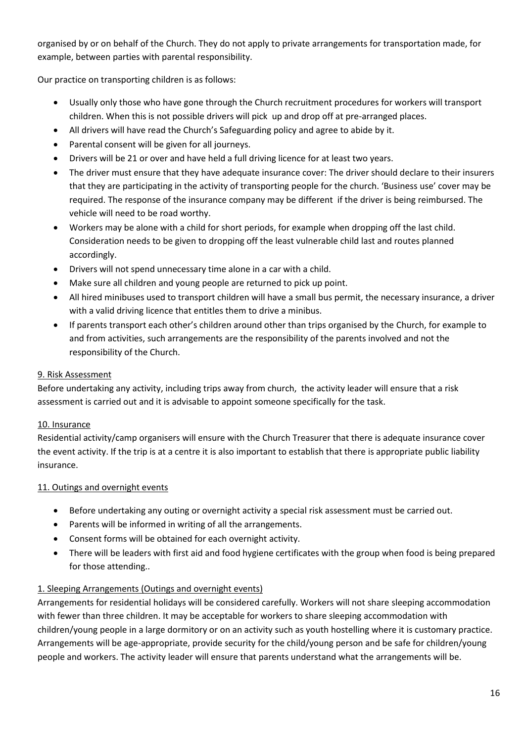organised by or on behalf of the Church. They do not apply to private arrangements for transportation made, for example, between parties with parental responsibility.

Our practice on transporting children is as follows:

- Usually only those who have gone through the Church recruitment procedures for workers will transport children. When this is not possible drivers will pick up and drop off at pre-arranged places.
- All drivers will have read the Church's Safeguarding policy and agree to abide by it.
- Parental consent will be given for all journeys.
- Drivers will be 21 or over and have held a full driving licence for at least two years.
- The driver must ensure that they have adequate insurance cover: The driver should declare to their insurers that they are participating in the activity of transporting people for the church. 'Business use' cover may be required. The response of the insurance company may be different if the driver is being reimbursed. The vehicle will need to be road worthy.
- Workers may be alone with a child for short periods, for example when dropping off the last child. Consideration needs to be given to dropping off the least vulnerable child last and routes planned accordingly.
- Drivers will not spend unnecessary time alone in a car with a child.
- Make sure all children and young people are returned to pick up point.
- All hired minibuses used to transport children will have a small bus permit, the necessary insurance, a driver with a valid driving licence that entitles them to drive a minibus.
- If parents transport each other's children around other than trips organised by the Church, for example to and from activities, such arrangements are the responsibility of the parents involved and not the responsibility of the Church.

<u>9. Risk Assessment</u>

Before undertaking any activity, including trips away from church, the activity leader will ensure that a risk assessment is carried out and it is advisable to appoint someone specifically for the task.

<u>10. Insurance</u>

Residential activity/camp organisers will ensure with the Church Treasurer that there is adequate insurance cover the event activity. If the trip is at a centre it is also important to establish that there is appropriate public liability insurance.

<u>11. Outings and overnight events</u>

- Before undertaking any outing or overnight activity a special risk assessment must be carried out.
- Parents will be informed in writing of all the arrangements.
- Consent forms will be obtained for each overnight activity.
- There will be leaders with first aid and food hygiene certificates with the group when food is being prepared for those attending..

<u>1. Sleeping Arrangements (Outings and overnight events)</u>

Arrangements for residential holidays will be considered carefully. Workers will not share sleeping accommodation with fewer than three children. It may be acceptable for workers to share sleeping accommodation with children/young people in a large dormitory or on an activity such as youth hostelling where it is customary practice. Arrangements will be age-appropriate, provide security for the child/young person and be safe for children/young people and workers. The activity leader will ensure that parents understand what the arrangements will be.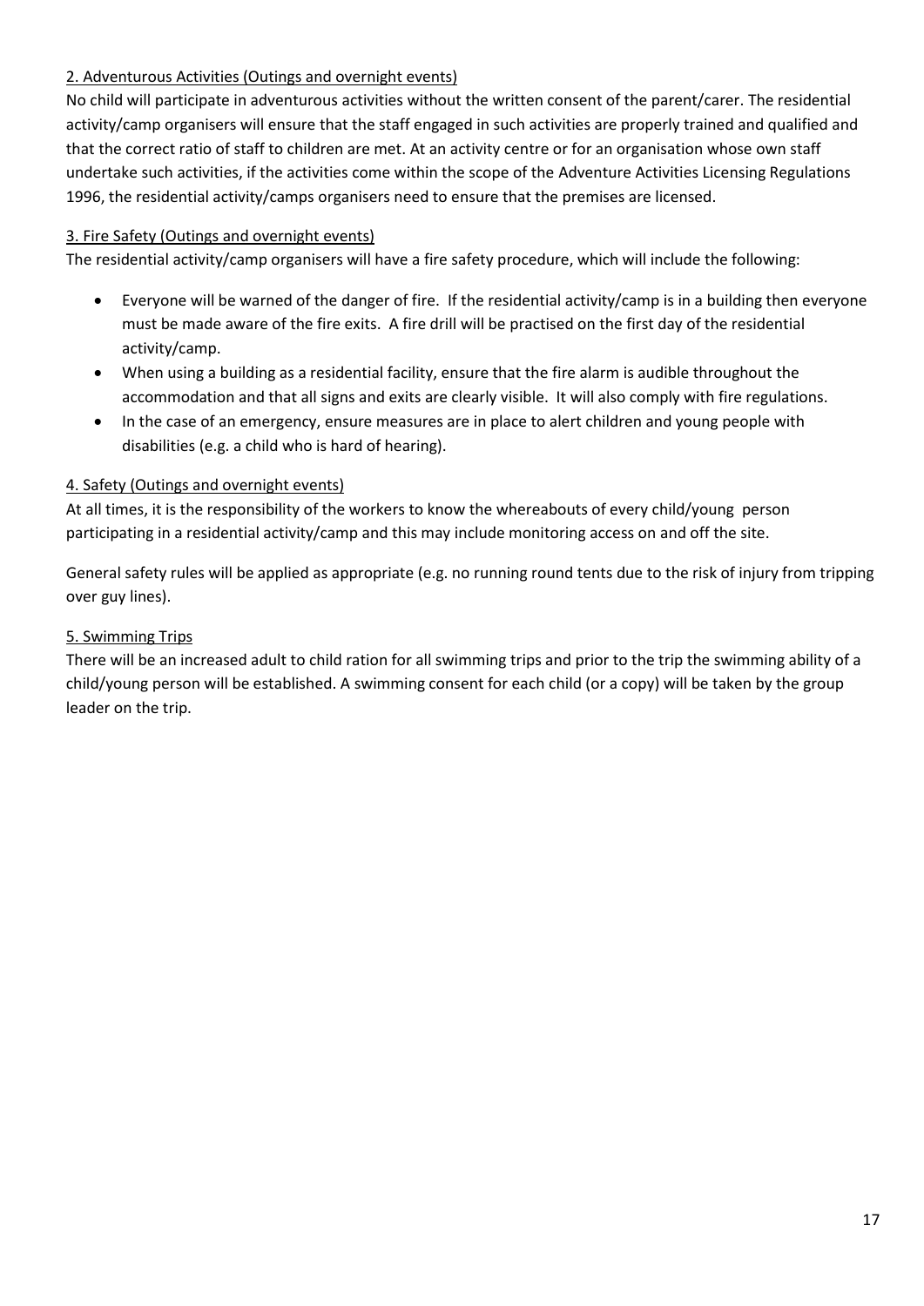2. Adventurous Activities (Outings and overnight events)

No child will participate in adventurous activities without the written consent of the parent/carer. The residential activity/camp organisers will ensure that the staff engaged in such activities are properly trained and qualified and that the correct ratio of staff to children are met. At an activity centre or for an organisation whose own staff undertake such activities, if the activities come within the scope of the Adventure Activities Licensing Regulations 1996, the residential activity/camps organisers need to ensure that the premises are licensed.

3. Fire Safety (Outings and overnight events)

The residential activity/camp organisers will have a fire safety procedure, which will include the following:

- Everyone will be warned of the danger of fire. If the residential activity/camp is in a building then everyone must be made aware of the fire exits. A fire drill will be practised on the first day of the residential activity/camp.
- When using a building as a residential facility, ensure that the fire alarm is audible throughout the accommodation and that all signs and exits are clearly visible. It will also comply with fire regulations.
- In the case of an emergency, ensure measures are in place to alert children and young people with disabilities (e.g. a child who is hard of hearing).

4. Safety (Outings and overnight events)

At all times, it is the responsibility of the workers to know the whereabouts of every child/young person participating in a residential activity/camp and this may include monitoring access on and off the site.

General safety rules will be applied as appropriate (e.g. no running round tents due to the risk of injury from tripping over guy lines).

5. Swimming Trips

There will be an increased adult to child ration for all swimming trips and prior to the trip the swimming ability of a child/young person will be established. A swimming consent for each child (or a copy) will be taken by the group leader on the trip.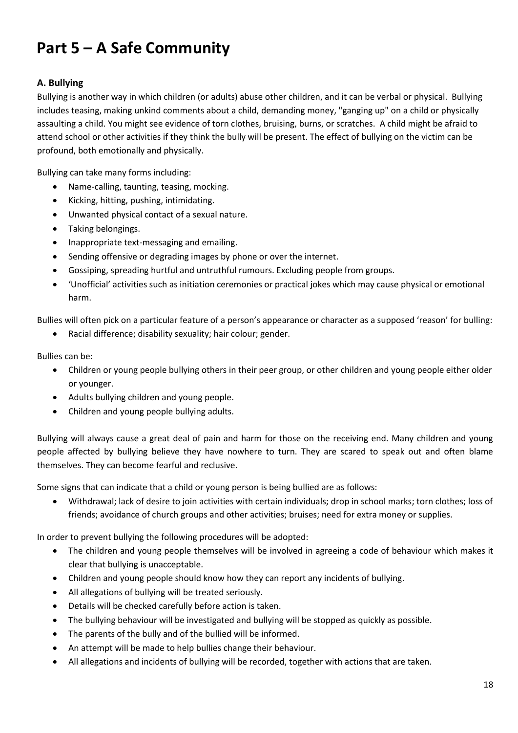# Part 5 – A Safe Community

### A. Bullying

Bullying is another way in which children (or adults) abuse other children, and it can be verbal or physical. Bullying includes teasing, making unkind comments about a child, demanding money, "ganging up" on a child or physically assaulting a child. You might see evidence of torn clothes, bruising, burns, or scratches. A child might be afraid to attend school or other activities if they think the bully will be present. The effect of bullying on the victim can be profound, both emotionally and physically.

Bullying can take many forms including:

- Name-calling, taunting, teasing, mocking.
- Kicking, hitting, pushing, intimidating.
- Unwanted physical contact of a sexual nature.
- Taking belongings.
- Inappropriate text-messaging and emailing.
- Sending offensive or degrading images by phone or over the internet.
- Gossiping, spreading hurtful and untruthful rumours. Excluding people from groups.
- 'Unofficial' activities such as initiation ceremonies or practical jokes which may cause physical or emotional harm.

Bullies will often pick on a particular feature of a person's appearance or character as a supposed 'reason' for bulling:

- Racial difference; disability sexuality; hair colour; gender.

Bullies can be:

- Children or young people bullying others in their peer group, or other children and young people either older or younger.
- Adults bullying children and young people.
- Children and young people bullying adults.

Bullying will always cause a great deal of pain and harm for those on the receiving end. Many children and young people affected by bullying believe they have nowhere to turn. They are scared to speak out and often blame themselves. They can become fearful and reclusive.

Some signs that can indicate that a child or young person is being bullied are as follows:

- Withdrawal; lack of desire to join activities with certain individuals; drop in school marks; torn clothes; loss of friends; avoidance of church groups and other activities; bruises; need for extra money or supplies.

In order to prevent bullying the following procedures will be adopted:

- The children and young people themselves will be involved in agreeing a code of behaviour which makes it clear that bullying is unacceptable.
- Children and young people should know how they can report any incidents of bullying.
- All allegations of bullying will be treated seriously.
- Details will be checked carefully before action is taken.
- The bullying behaviour will be investigated and bullying will be stopped as quickly as possible.
- The parents of the bully and of the bullied will be informed.
- An attempt will be made to help bullies change their behaviour.
- All allegations and incidents of bullying will be recorded, together with actions that are taken.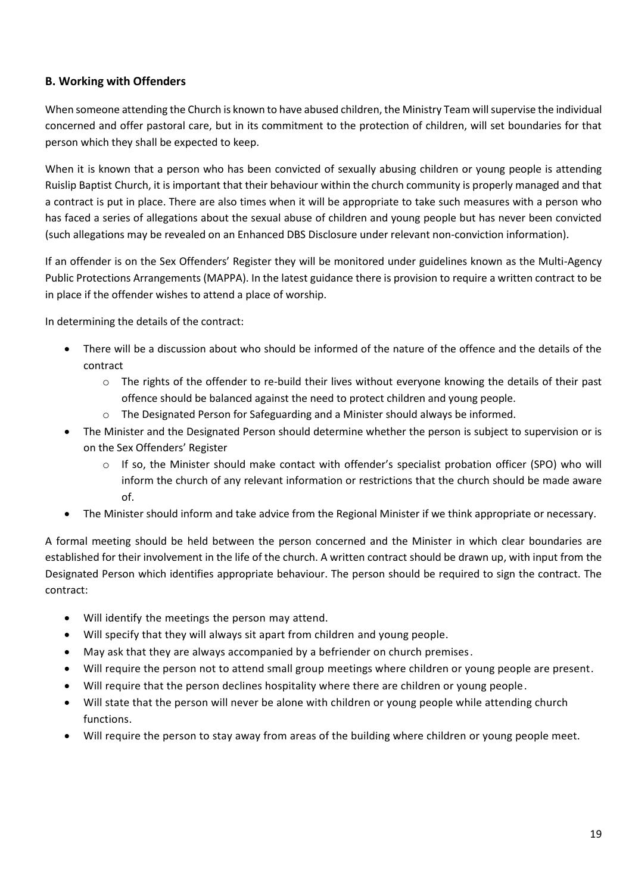### B. Working with Offenders

When someone attending the Church is known to have abused children, the Ministry Team will supervise the individual concerned and offer pastoral care, but in its commitment to the protection of children, will set boundaries for that person which they shall be expected to keep.

When it is known that a person who has been convicted of sexually abusing children or young people is attending Ruislip Baptist Church, it is important that their behaviour within the church community is properly managed and that a contract is put in place. There are also times when it will be appropriate to take such measures with a person who has faced a series of allegations about the sexual abuse of children and young people but has never been convicted (such allegations may be revealed on an Enhanced DBS Disclosure under relevant non-conviction information).

If an offender is on the Sex Offenders' Register they will be monitored under guidelines known as the Multi-Agency Public Protections Arrangements (MAPPA). In the latest guidance there is provision to require a written contract to be in place if the offender wishes to attend a place of worship.

In determining the details of the contract:

- There will be a discussion about who should be informed of the nature of the offence and the details of the contract
  - The rights of the offender to re-build their lives without everyone knowing the details of their past offence should be balanced against the need to protect children and young people.
  - The Designated Person for Safeguarding and a Minister should always be informed.
- The Minister and the Designated Person should determine whether the person is subject to supervision or is on the Sex Offenders' Register
  - If so, the Minister should make contact with offender's specialist probation officer (SPO) who will inform the church of any relevant information or restrictions that the church should be made aware of.
- The Minister should inform and take advice from the Regional Minister if we think appropriate or necessary.

A formal meeting should be held between the person concerned and the Minister in which clear boundaries are established for their involvement in the life of the church. A written contract should be drawn up, with input from the Designated Person which identifies appropriate behaviour. The person should be required to sign the contract. The contract:

- Will identify the meetings the person may attend.
- Will specify that they will always sit apart from children and young people.
- May ask that they are always accompanied by a befriender on church premises.
- Will require the person not to attend small group meetings where children or young people are present.
- Will require that the person declines hospitality where there are children or young people.
- Will state that the person will never be alone with children or young people while attending church functions.
- Will require the person to stay away from areas of the building where children or young people meet.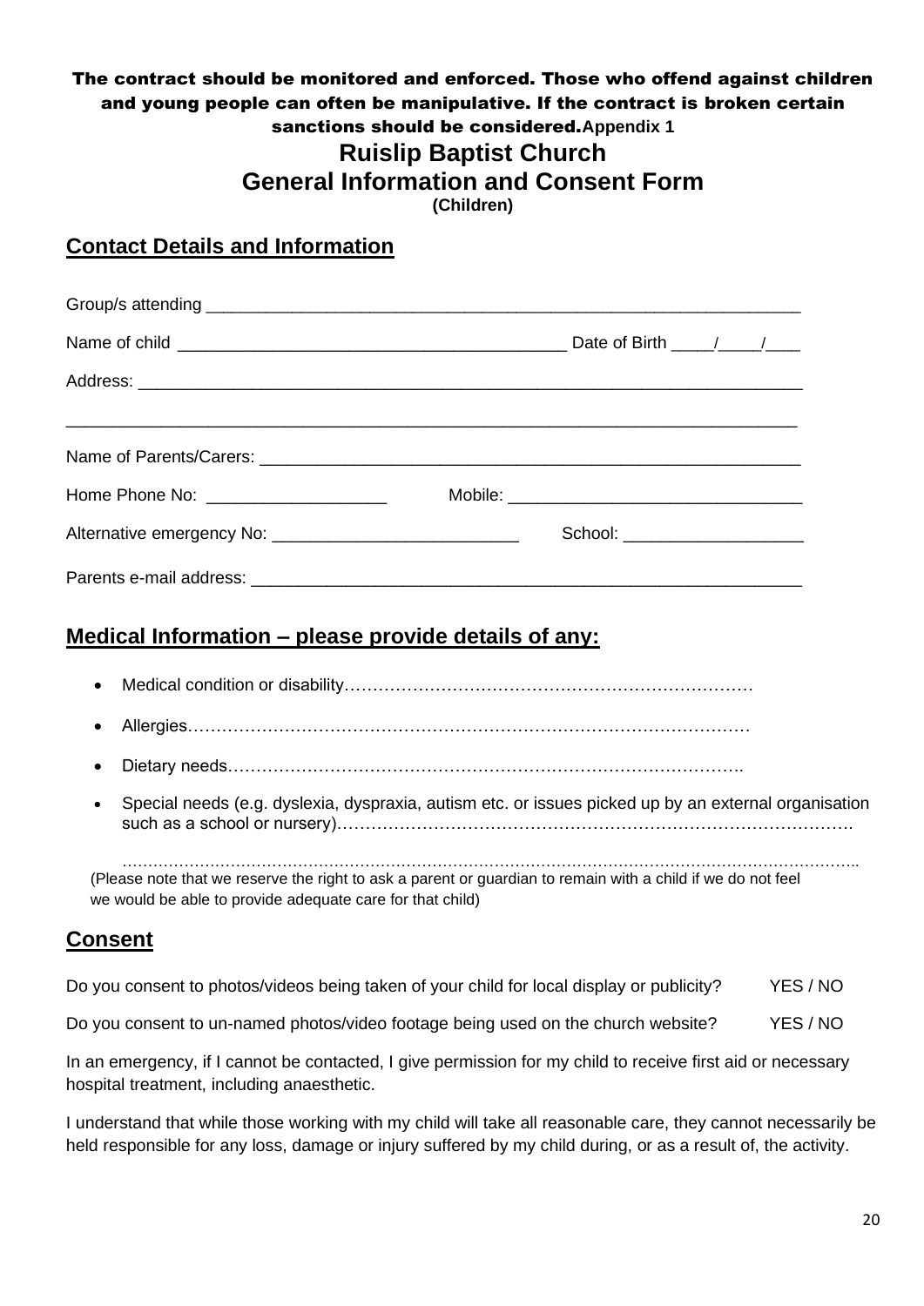**The contract should be monitored and enforced. Those who offend against children and young people can often be manipulative. If the contract is broken certain sanctions should be considered.** **Appendix 1**

# Ruislip Baptist Church

# General Information and Consent Form

**(Children)**

## Contact Details and Information

Group/s attending ___________________________________________________________________

Name of child ________________________________________ Date of Birth ____/____/___

Address: ___________________________________________________________________________

___________________________________________________________________________________

Name of Parents/Carers: ______________________________________________________________

Home Phone No: ___________________ Mobile: _______________________________

Alternative emergency No: __________________________ School: ___________________

Parents e-mail address: ______________________________________________________________

## Medical Information – please provide details of any:

- Medical condition or disability……………………………………………………………
- Allergies……………………………………………………………………………………
- Dietary needs…………………………………………………………………………….
- Special needs (e.g. dyslexia, dyspraxia, autism etc. or issues picked up by an external organisation such as a school or nursery)…………………………………………………………………………….

  ……………………………………………………………………………………………………………………..

(Please note that we reserve the right to ask a parent or guardian to remain with a child if we do not feel we would be able to provide adequate care for that child)

## Consent

Do you consent to photos/videos being taken of your child for local display or publicity? YES / NO

Do you consent to un-named photos/video footage being used on the church website? YES / NO

In an emergency, if I cannot be contacted, I give permission for my child to receive first aid or necessary hospital treatment, including anaesthetic.

I understand that while those working with my child will take all reasonable care, they cannot necessarily be held responsible for any loss, damage or injury suffered by my child during, or as a result of, the activity.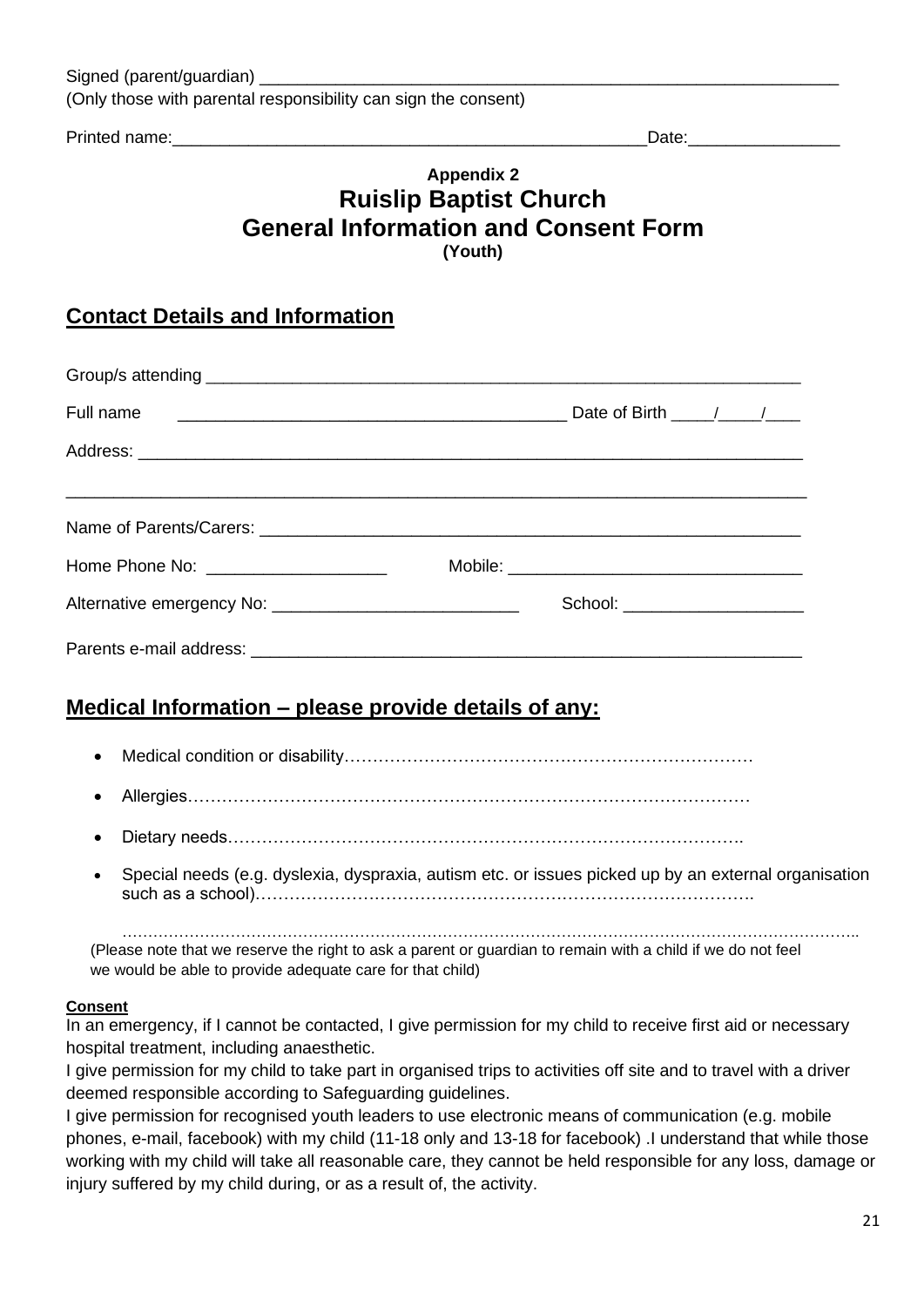Signed (parent/guardian) ___________________________________________________________

(Only those with parental responsibility can sign the consent)

Printed name:_____________________________________________Date:_______________

**Appendix 2**

# Ruislip Baptist Church
# General Information and Consent Form

**(Youth)**

## Contact Details and Information

Group/s attending ___________________________________________________________

Full name _____________________________________ Date of Birth ____/____/____

Address: _________________________________________________________________

__________________________________________________________________________

Name of Parents/Carers: _____________________________________________________

Home Phone No: __________________ Mobile: ____________________________

Alternative emergency No: ________________________ School: __________________

Parents e-mail address: ______________________________________________________

## Medical Information – please provide details of any:

- Medical condition or disability……………………………………………………………
- Allergies…………………………………………………………………………………
- Dietary needs……………………………………………………………………………
- Special needs (e.g. dyslexia, dyspraxia, autism etc. or issues picked up by an external organisation such as a school)……………………………………………………………………
  ……………………………………………………………………………………………………

(Please note that we reserve the right to ask a parent or guardian to remain with a child if we do not feel we would be able to provide adequate care for that child)

**Consent**

In an emergency, if I cannot be contacted, I give permission for my child to receive first aid or necessary hospital treatment, including anaesthetic.

I give permission for my child to take part in organised trips to activities off site and to travel with a driver deemed responsible according to Safeguarding guidelines.

I give permission for recognised youth leaders to use electronic means of communication (e.g. mobile phones, e-mail, facebook) with my child (11-18 only and 13-18 for facebook) .I understand that while those working with my child will take all reasonable care, they cannot be held responsible for any loss, damage or injury suffered by my child during, or as a result of, the activity.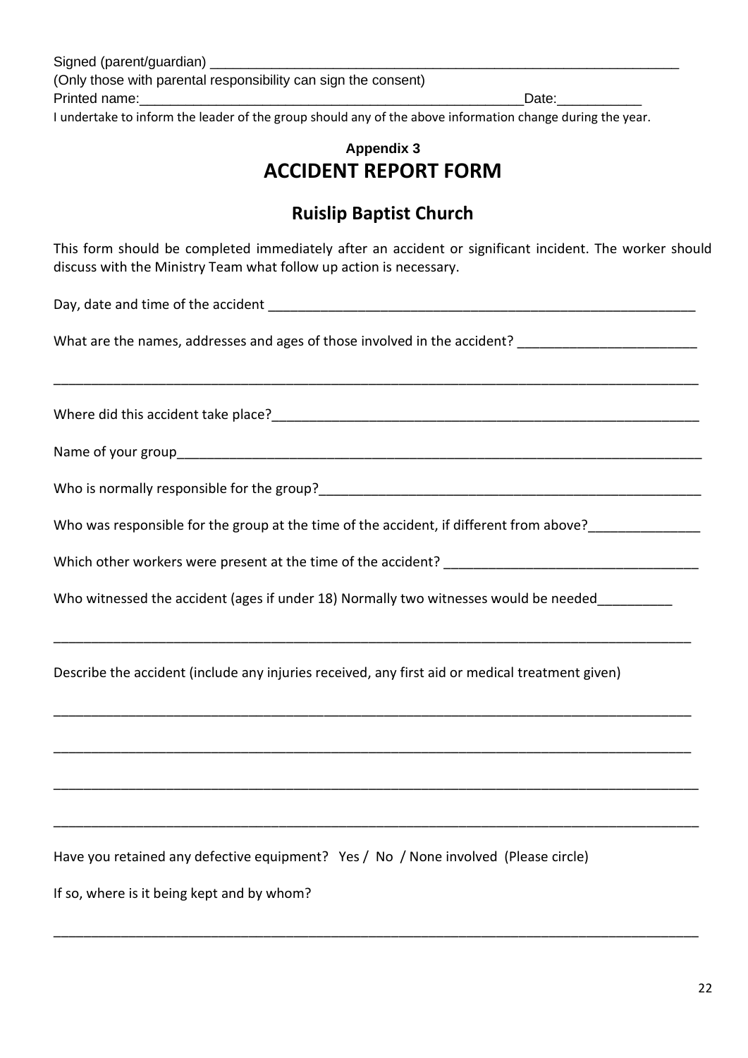Signed (parent/guardian) ___________________________________________________________

(Only those with parental responsibility can sign the consent)

Printed name:_______________________________________________Date:___________

I undertake to inform the leader of the group should any of the above information change during the year.

### Appendix 3

# ACCIDENT REPORT FORM

## Ruislip Baptist Church

This form should be completed immediately after an accident or significant incident. The worker should discuss with the Ministry Team what follow up action is necessary.

Day, date and time of the accident ___________________________________________________________

What are the names, addresses and ages of those involved in the accident? ________________________

_____________________________________________________________________________________

Where did this accident take place?___________________________________________________________

Name of your group_______________________________________________________________________

Who is normally responsible for the group?_____________________________________________________

Who was responsible for the group at the time of the accident, if different from above?_______________

Which other workers were present at the time of the accident? __________________________________

Who witnessed the accident (ages if under 18) Normally two witnesses would be needed__________

_____________________________________________________________________________________

Describe the accident (include any injuries received, any first aid or medical treatment given)

_____________________________________________________________________________________

_____________________________________________________________________________________

_____________________________________________________________________________________

_____________________________________________________________________________________

Have you retained any defective equipment? Yes / No / None involved (Please circle)

If so, where is it being kept and by whom?

_____________________________________________________________________________________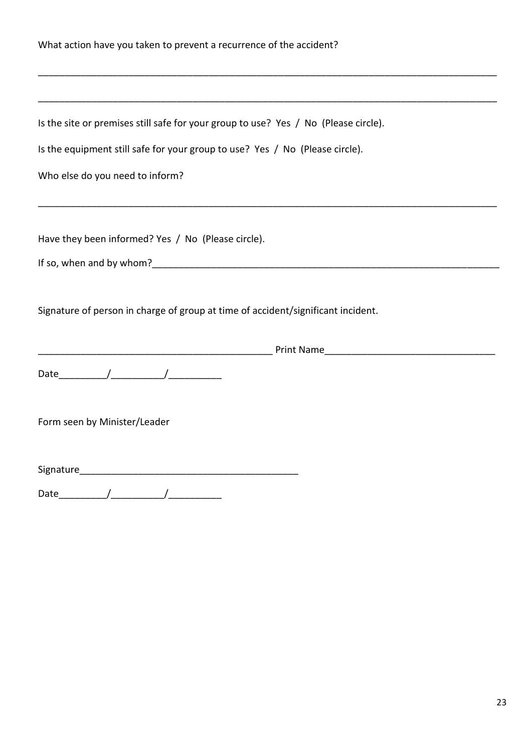What action have you taken to prevent a recurrence of the accident?

_________________________________________________________________________________________

_________________________________________________________________________________________

Is the site or premises still safe for your group to use? Yes / No (Please circle).

Is the equipment still safe for your group to use? Yes / No (Please circle).

Who else do you need to inform?

_________________________________________________________________________________________

Have they been informed? Yes / No (Please circle).

If so, when and by whom?___________________________________________________________________

Signature of person in charge of group at time of accident/significant incident.

____________________________________________ Print Name________________________________

Date_________/__________/__________

Form seen by Minister/Leader

Signature_________________________________________

Date_________/__________/__________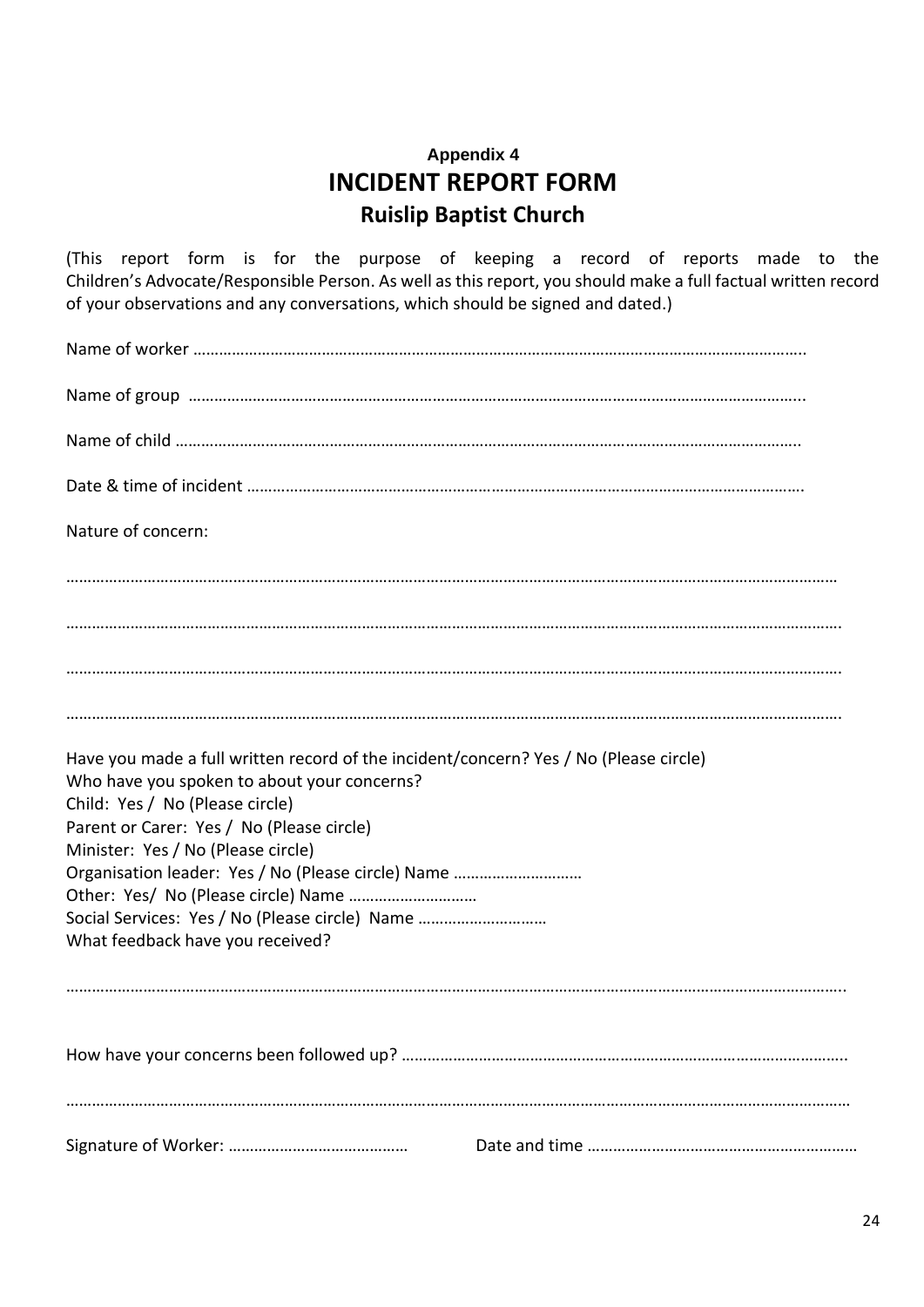**Appendix 4**

# INCIDENT REPORT FORM

## Ruislip Baptist Church

(This report form is for the purpose of keeping a record of reports made to the Children's Advocate/Responsible Person. As well as this report, you should make a full factual written record of your observations and any conversations, which should be signed and dated.)

Name of worker ……………………………………………………………………………………………………………………………..

Name of group ……………………………………………………………………………………………………………………………...

Name of child …………………………………………………………………………………………………………………………….

Date & time of incident …………………………………………………………………………………………………………….

Nature of concern:

……………………………………………………………………………………………………………………………………………………

…………………………………………………………………………………………………………………………………………………….

…………………………………………………………………………………………………………………………………………………….

…………………………………………………………………………………………………………………………………………………….

Have you made a full written record of the incident/concern? Yes / No (Please circle)
Who have you spoken to about your concerns?
Child: Yes / No (Please circle)
Parent or Carer: Yes / No (Please circle)
Minister: Yes / No (Please circle)
Organisation leader: Yes / No (Please circle) Name …………………………
Other: Yes/ No (Please circle) Name …………………………
Social Services: Yes / No (Please circle) Name …………………………
What feedback have you received?

……………………………………………………………………………………………………………………………………………………..

How have your concerns been followed up? …………………………………………………………………………………………..

……………………………………………………………………………………………………………………………………………………

Signature of Worker: ……………………………………  Date and time ……………………………………………………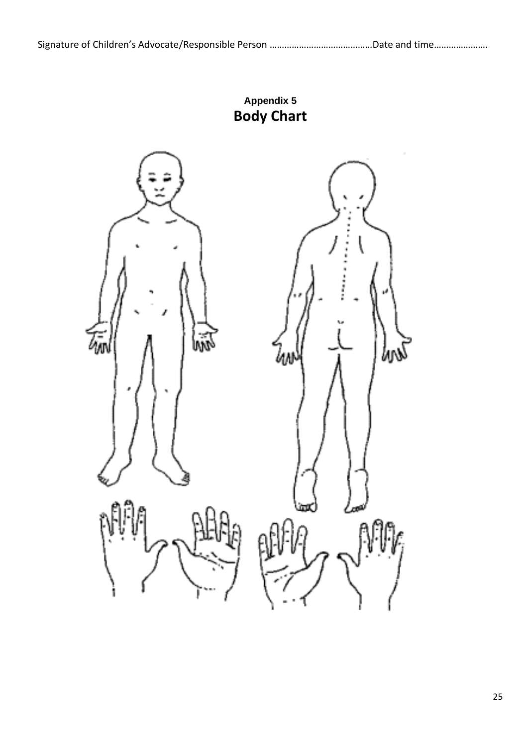Signature of Children's Advocate/Responsible Person ……………………………………Date and time………………….

**Appendix 5**

# Body Chart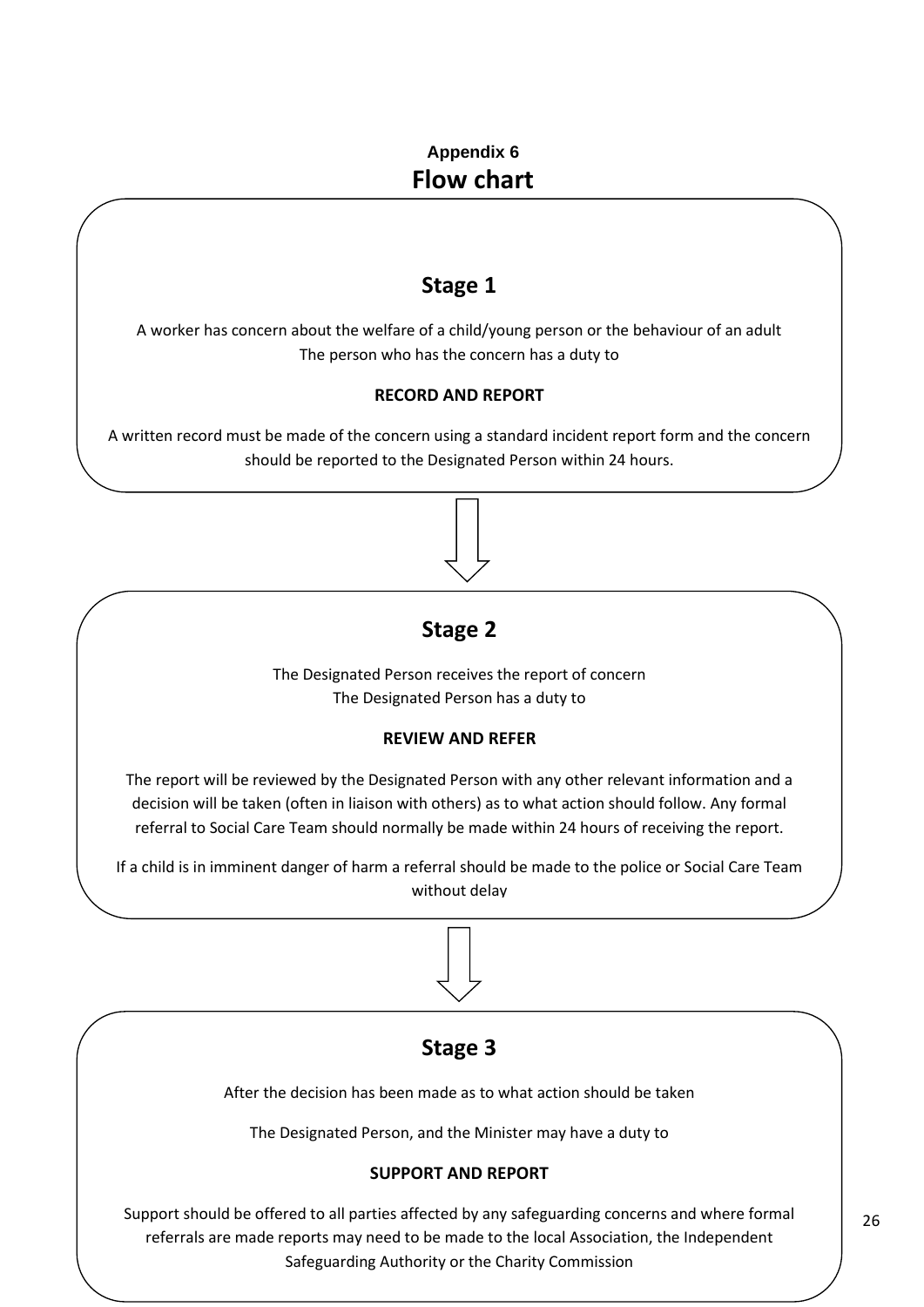**Appendix 6**

# Flow chart

## Stage 1

A worker has concern about the welfare of a child/young person or the behaviour of an adult
The person who has the concern has a duty to

**RECORD AND REPORT**

A written record must be made of the concern using a standard incident report form and the concern should be reported to the Designated Person within 24 hours.

↓

## Stage 2

The Designated Person receives the report of concern
The Designated Person has a duty to

**REVIEW AND REFER**

The report will be reviewed by the Designated Person with any other relevant information and a decision will be taken (often in liaison with others) as to what action should follow. Any formal referral to Social Care Team should normally be made within 24 hours of receiving the report.

If a child is in imminent danger of harm a referral should be made to the police or Social Care Team without delay

↓

## Stage 3

After the decision has been made as to what action should be taken

The Designated Person, and the Minister may have a duty to

**SUPPORT AND REPORT**

Support should be offered to all parties affected by any safeguarding concerns and where formal referrals are made reports may need to be made to the local Association, the Independent Safeguarding Authority or the Charity Commission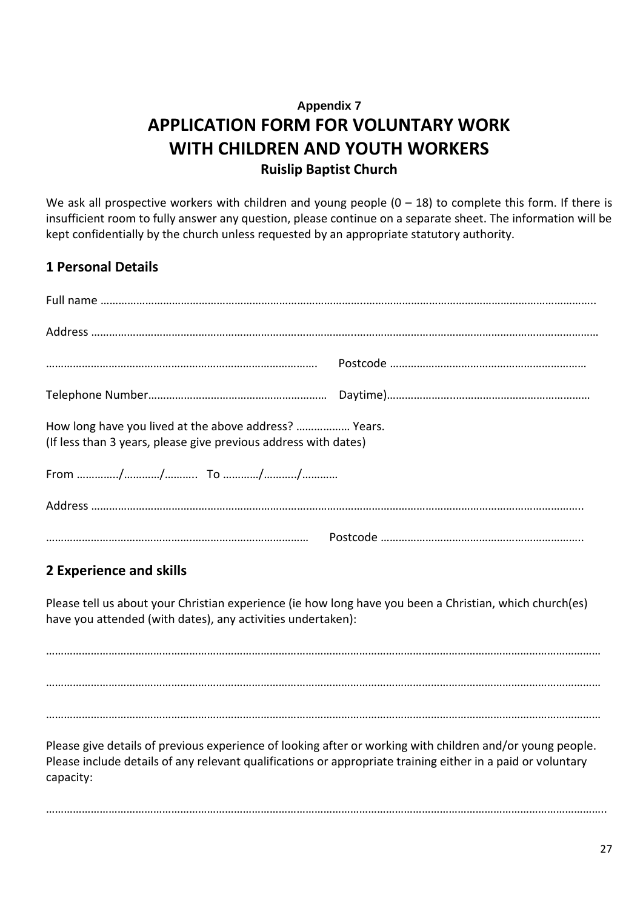**Appendix 7**

# APPLICATION FORM FOR VOLUNTARY WORK WITH CHILDREN AND YOUTH WORKERS

### Ruislip Baptist Church

We ask all prospective workers with children and young people (0 – 18) to complete this form. If there is insufficient room to fully answer any question, please continue on a separate sheet. The information will be kept confidentially by the church unless requested by an appropriate statutory authority.

## 1 Personal Details

Full name ……………………………………………………………………………………………………………………………………………..

Address …………………………………………………………………………………………………………………………………………………

……………………………………………………………………………… Postcode …………………………………………………………

Telephone Number…………………………………………………… Daytime)……………………………………………………………

How long have you lived at the above address? ……………… Years.
(If less than 3 years, please give previous address with dates)

From …………./…………/……….. To …………/………../…………

Address ……………………………………………………………………………………………………………………………………………..

…………………………………………………………………………… Postcode …………………………………………………………..

## 2 Experience and skills

Please tell us about your Christian experience (ie how long have you been a Christian, which church(es) have you attended (with dates), any activities undertaken):

…………………………………………………………………………………………………………………………………………………………

…………………………………………………………………………………………………………………………………………………………

…………………………………………………………………………………………………………………………………………………………

Please give details of previous experience of looking after or working with children and/or young people. Please include details of any relevant qualifications or appropriate training either in a paid or voluntary capacity:

…………………………………………………………………………………………………………………………………………………………..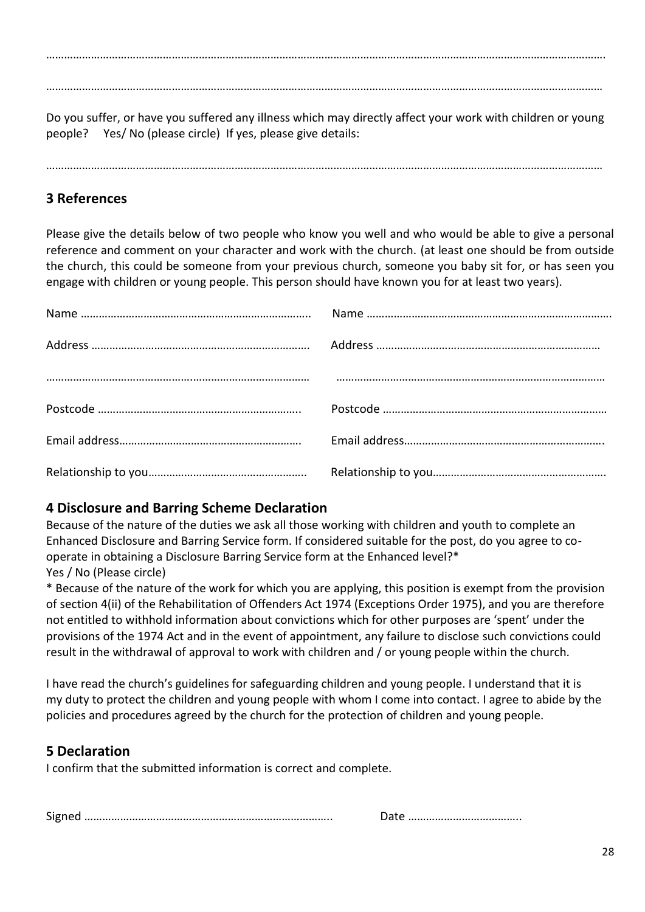……………………………………………………………………………………………………………………………………………………………

……………………………………………………………………………………………………………………………………………………………

Do you suffer, or have you suffered any illness which may directly affect your work with children or young people? Yes/ No (please circle) If yes, please give details:

……………………………………………………………………………………………………………………………………………………………

## 3 References

Please give the details below of two people who know you well and who would be able to give a personal reference and comment on your character and work with the church. (at least one should be from outside the church, this could be someone from your previous church, someone you baby sit for, or has seen you engage with children or young people. This person should have known you for at least two years).

| | |
|---|---|
| Name ………………………………………………………………….. | Name ………………………………………………………………………. |
| Address ………………………………………………………………. | Address ………………………………………………………………… |
| ……………………………………………………………………………… | ……………………………………………………………………………… |
| Postcode ………………………………………………………….. | Postcode ………………………………………………………………… |
| Email address…………………………………………………. | Email address…………………………………………………………. |
| Relationship to you…………………………………………….. | Relationship to you…………………………………………………. |

## 4 Disclosure and Barring Scheme Declaration

Because of the nature of the duties we ask all those working with children and youth to complete an Enhanced Disclosure and Barring Service form. If considered suitable for the post, do you agree to co-operate in obtaining a Disclosure Barring Service form at the Enhanced level?*
Yes / No (Please circle)

* Because of the nature of the work for which you are applying, this position is exempt from the provision of section 4(ii) of the Rehabilitation of Offenders Act 1974 (Exceptions Order 1975), and you are therefore not entitled to withhold information about convictions which for other purposes are 'spent' under the provisions of the 1974 Act and in the event of appointment, any failure to disclose such convictions could result in the withdrawal of approval to work with children and / or young people within the church.

I have read the church's guidelines for safeguarding children and young people. I understand that it is my duty to protect the children and young people with whom I come into contact. I agree to abide by the policies and procedures agreed by the church for the protection of children and young people.

## 5 Declaration

I confirm that the submitted information is correct and complete.

Signed ……………………………………………………………………….. Date ………………………………..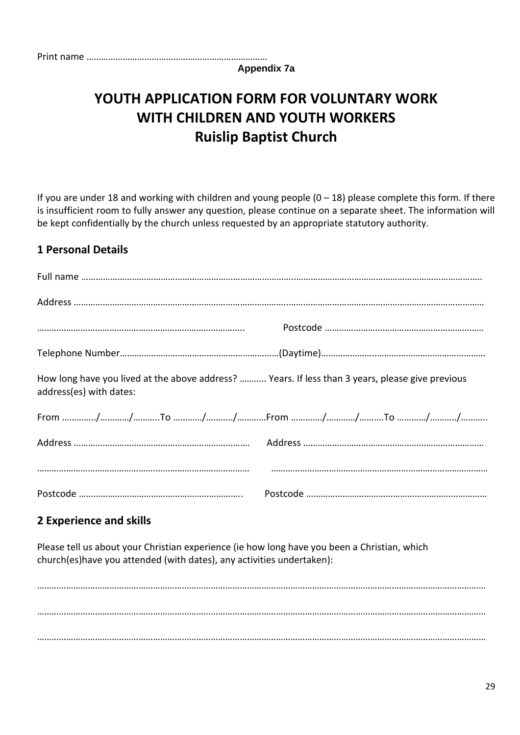Print name ………………………………………………………………

**Appendix 7a**

# YOUTH APPLICATION FORM FOR VOLUNTARY WORK WITH CHILDREN AND YOUTH WORKERS
# Ruislip Baptist Church

If you are under 18 and working with children and young people (0 – 18) please complete this form. If there is insufficient room to fully answer any question, please continue on a separate sheet. The information will be kept confidentially by the church unless requested by an appropriate statutory authority.

## 1 Personal Details

Full name ……………………………………………………………………………………………………………………………………………

Address ……………………………………………………………………………………………………………………………………………

…………………………………………………………………………… Postcode …………………………………………………………

Telephone Number…………………………………………………………(Daytime)……………………………………………………………

How long have you lived at the above address? ……….. Years. If less than 3 years, please give previous address(es) with dates:

From …………../…………/………..To …………/………../…………From …………/…………/……….To …………/………../………..

Address ……………………………………………………………… Address …………………………………………………………………

……………………………………………………………………………… ………………………………………………………………………………

Postcode ………………………………………………………….. Postcode …………………………………………………………………

## 2 Experience and skills

Please tell us about your Christian experience (ie how long have you been a Christian, which church(es)have you attended (with dates), any activities undertaken):

……………………………………………………………………………………………………………………………………………………………

……………………………………………………………………………………………………………………………………………………………

……………………………………………………………………………………………………………………………………………………………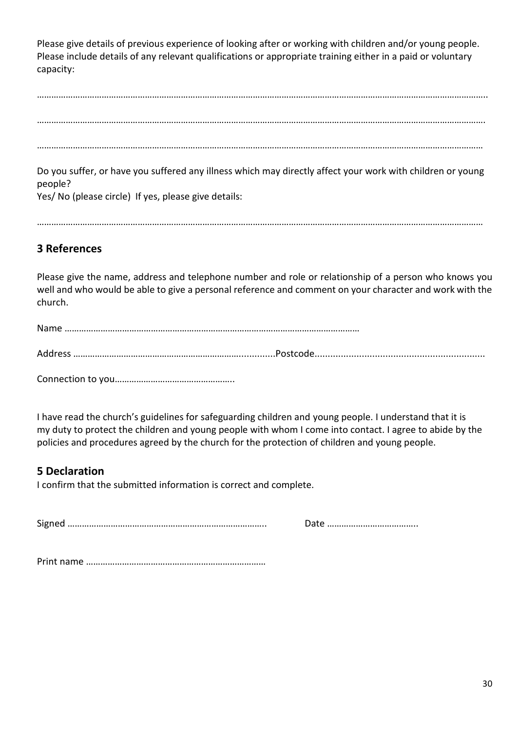Please give details of previous experience of looking after or working with children and/or young people. Please include details of any relevant qualifications or appropriate training either in a paid or voluntary capacity:

……………………………………………………………………………………………………………………………………………………………………

……………………………………………………………………………………………………………………………………………………………………

……………………………………………………………………………………………………………………………………………………………………

Do you suffer, or have you suffered any illness which may directly affect your work with children or young people?
Yes/ No (please circle) If yes, please give details:

……………………………………………………………………………………………………………………………………………………………………

## 3 References

Please give the name, address and telephone number and role or relationship of a person who knows you well and who would be able to give a personal reference and comment on your character and work with the church.

Name ………………………………………………………………………………………………………………

Address …………………………………………………………………..............Postcode.................................................................

Connection to you…………………………………………..

I have read the church's guidelines for safeguarding children and young people. I understand that it is my duty to protect the children and young people with whom I come into contact. I agree to abide by the policies and procedures agreed by the church for the protection of children and young people.

## 5 Declaration

I confirm that the submitted information is correct and complete.

Signed ………………………………………………………………………..   Date ………………………………..

Print name …………………………………………………………………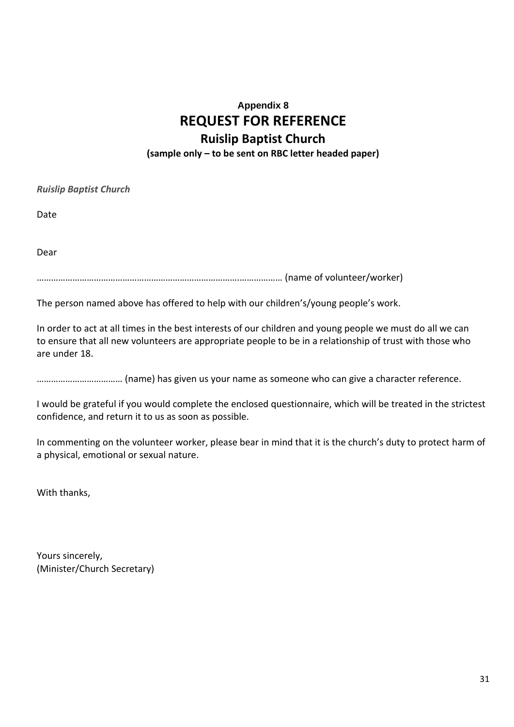**Appendix 8**

# REQUEST FOR REFERENCE

## Ruislip Baptist Church

**(sample only – to be sent on RBC letter headed paper)**

***Ruislip Baptist Church***

Date

Dear

……………………………………………………………………………………… (name of volunteer/worker)

The person named above has offered to help with our children's/young people's work.

In order to act at all times in the best interests of our children and young people we must do all we can to ensure that all new volunteers are appropriate people to be in a relationship of trust with those who are under 18.

……………………………… (name) has given us your name as someone who can give a character reference.

I would be grateful if you would complete the enclosed questionnaire, which will be treated in the strictest confidence, and return it to us as soon as possible.

In commenting on the volunteer worker, please bear in mind that it is the church's duty to protect harm of a physical, emotional or sexual nature.

With thanks,

Yours sincerely,
(Minister/Church Secretary)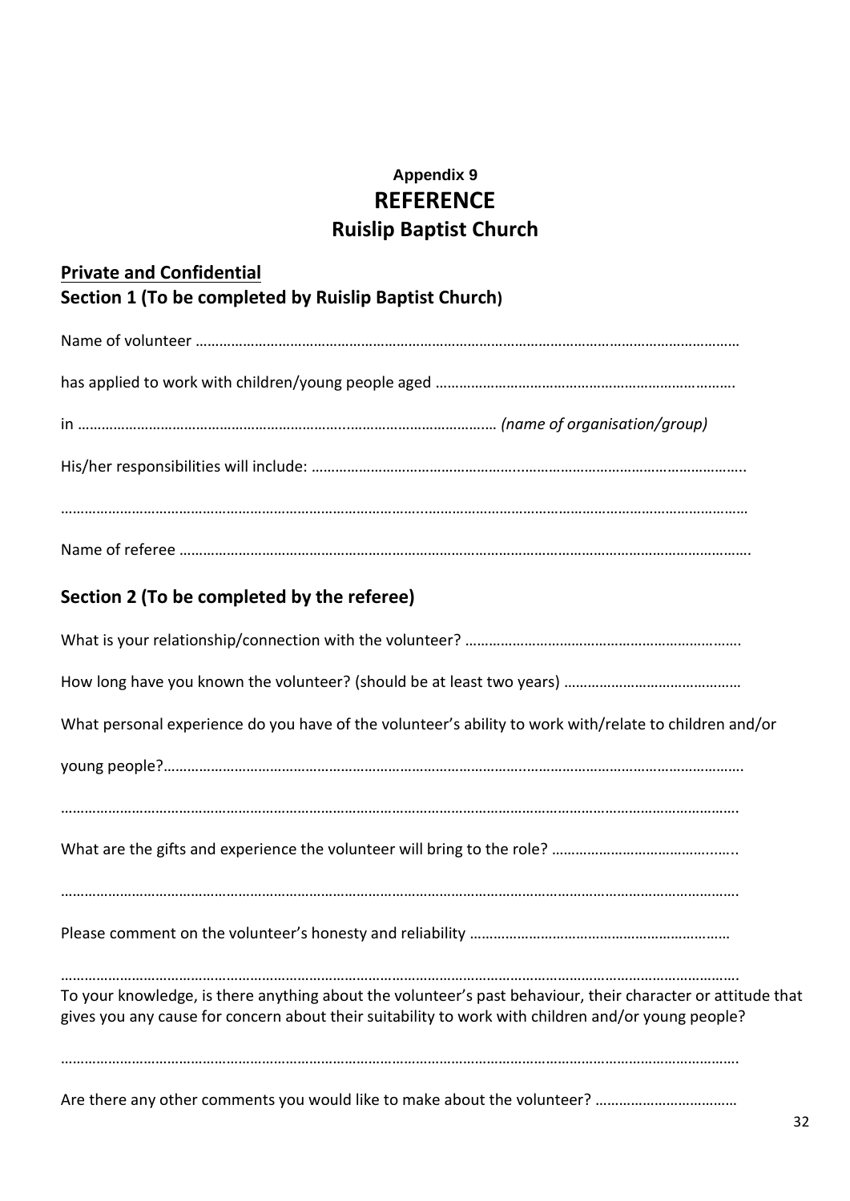**Appendix 9**

# REFERENCE

## Ruislip Baptist Church

**Private and Confidential**

### Section 1 (To be completed by Ruislip Baptist Church)

Name of volunteer ……………………………………………………………………………………………………………………………

has applied to work with children/young people aged ………………………………………………………………….

in ……………………………………………………………..…………………………… *(name of organisation/group)*

His/her responsibilities will include: ……………………………………………..………………………………………………..

…………………………………………………………………………………..………………………………………………………………

Name of referee ……………………………………………………………………………………………………………………………….

### Section 2 (To be completed by the referee)

What is your relationship/connection with the volunteer? …………………………………………………………….

How long have you known the volunteer? (should be at least two years) ………………………………………

What personal experience do you have of the volunteer's ability to work with/relate to children and/or

young people?……………………………………………………………………………..……………………………………………….

…………………………………………………………………………………………………………………………………………………….

What are the gifts and experience the volunteer will bring to the role? ……………………………………...

…………………………………………………………………………………………………………………………………………………….

Please comment on the volunteer's honesty and reliability …………………………………………………………

…………………………………………………………………………………………………………………………………………………….

To your knowledge, is there anything about the volunteer's past behaviour, their character or attitude that gives you any cause for concern about their suitability to work with children and/or young people?

…………………………………………………………………………………………………………………………………………………….

Are there any other comments you would like to make about the volunteer? ………………………………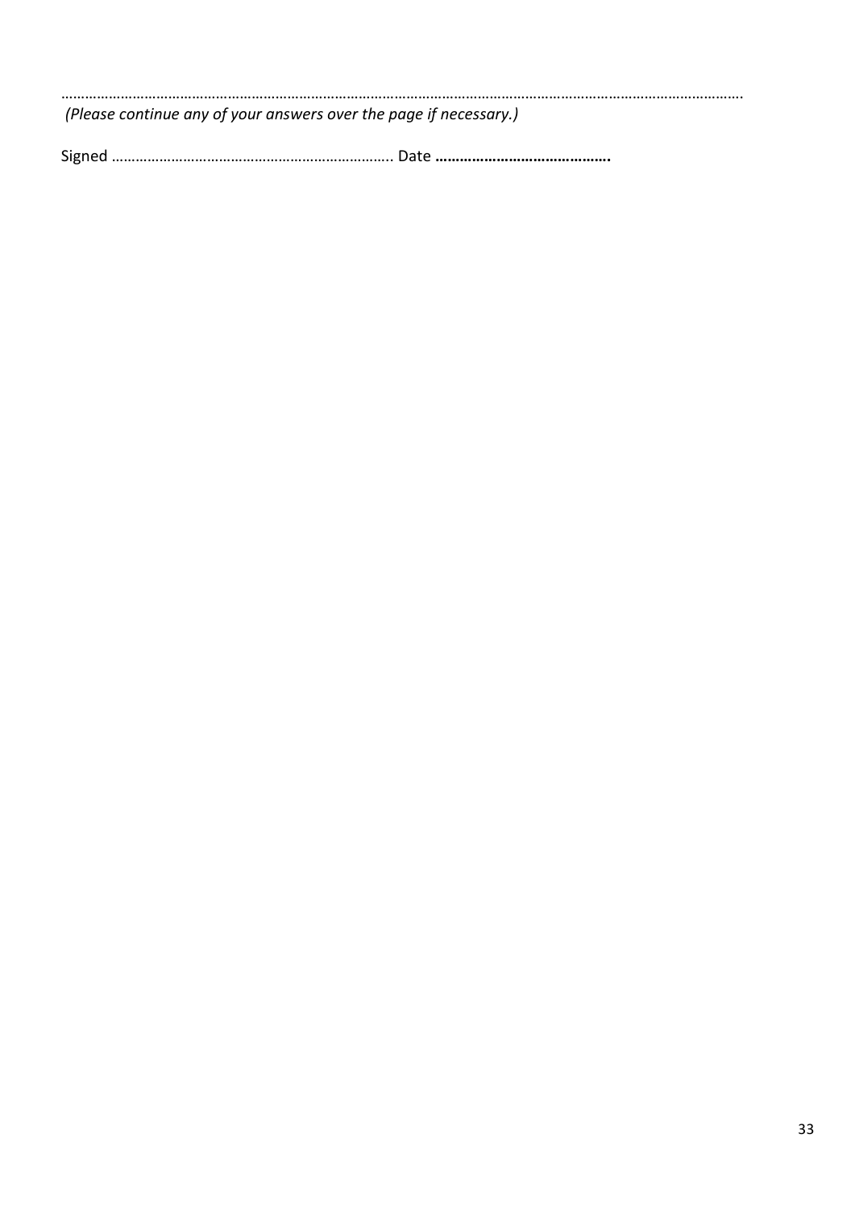…………………………………………………………………………………………………………………………………………………………………….

*(Please continue any of your answers over the page if necessary.)*

Signed ……………………………………………………………. Date **…………………………………….**